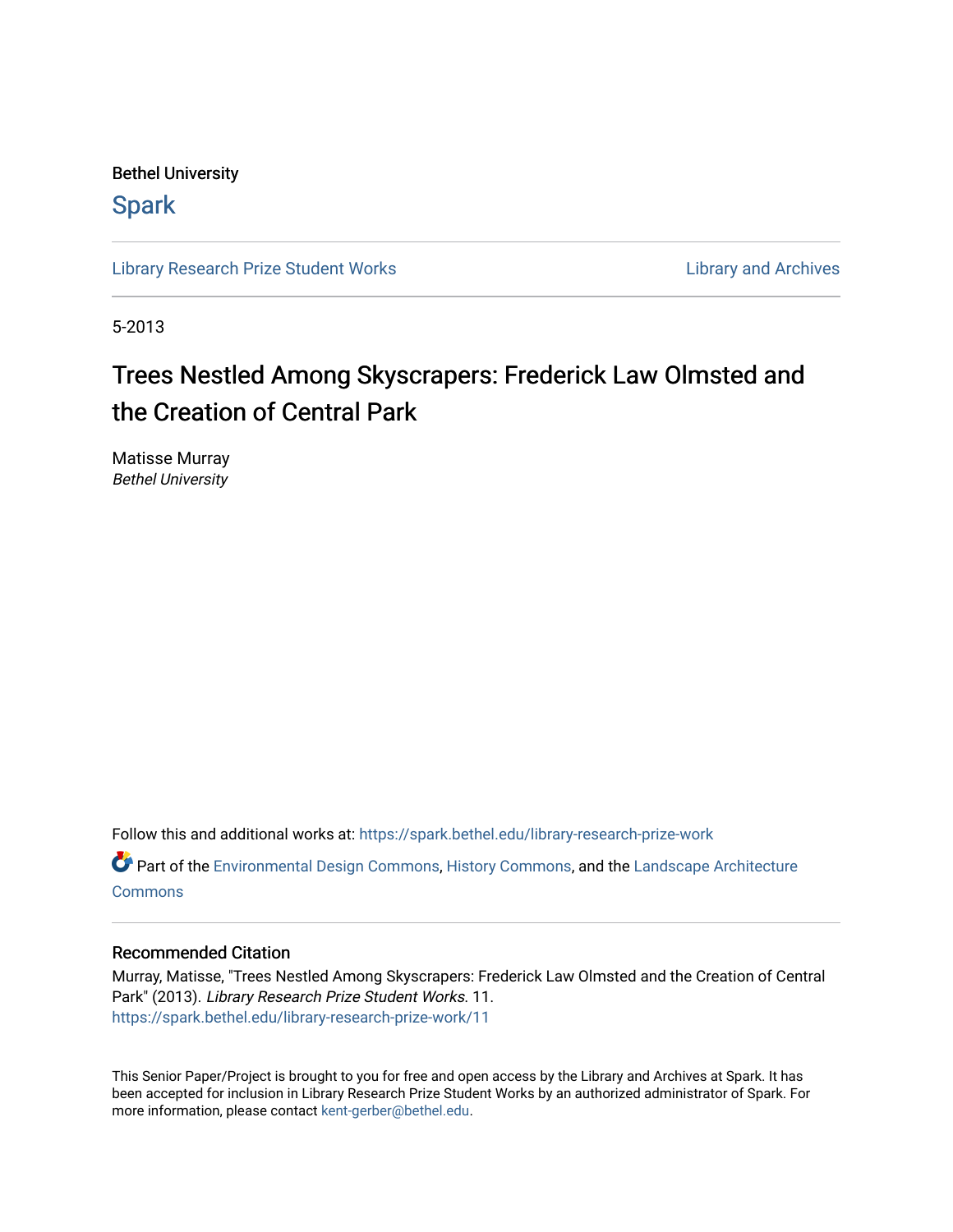Bethel University

# Spark

Library Research Prize Student Works | Library and Archives

5-2013

# Trees Nestled Among Skyscrapers: Frederick Law Olmsted and the Creation of Central Park

Matisse Murray
*Bethel University*

Follow this and additional works at: https://spark.bethel.edu/library-research-prize-work

Part of the Environmental Design Commons, History Commons, and the Landscape Architecture Commons

## Recommended Citation

Murray, Matisse, "Trees Nestled Among Skyscrapers: Frederick Law Olmsted and the Creation of Central Park" (2013). *Library Research Prize Student Works*. 11.
https://spark.bethel.edu/library-research-prize-work/11

This Senior Paper/Project is brought to you for free and open access by the Library and Archives at Spark. It has been accepted for inclusion in Library Research Prize Student Works by an authorized administrator of Spark. For more information, please contact kent-gerber@bethel.edu.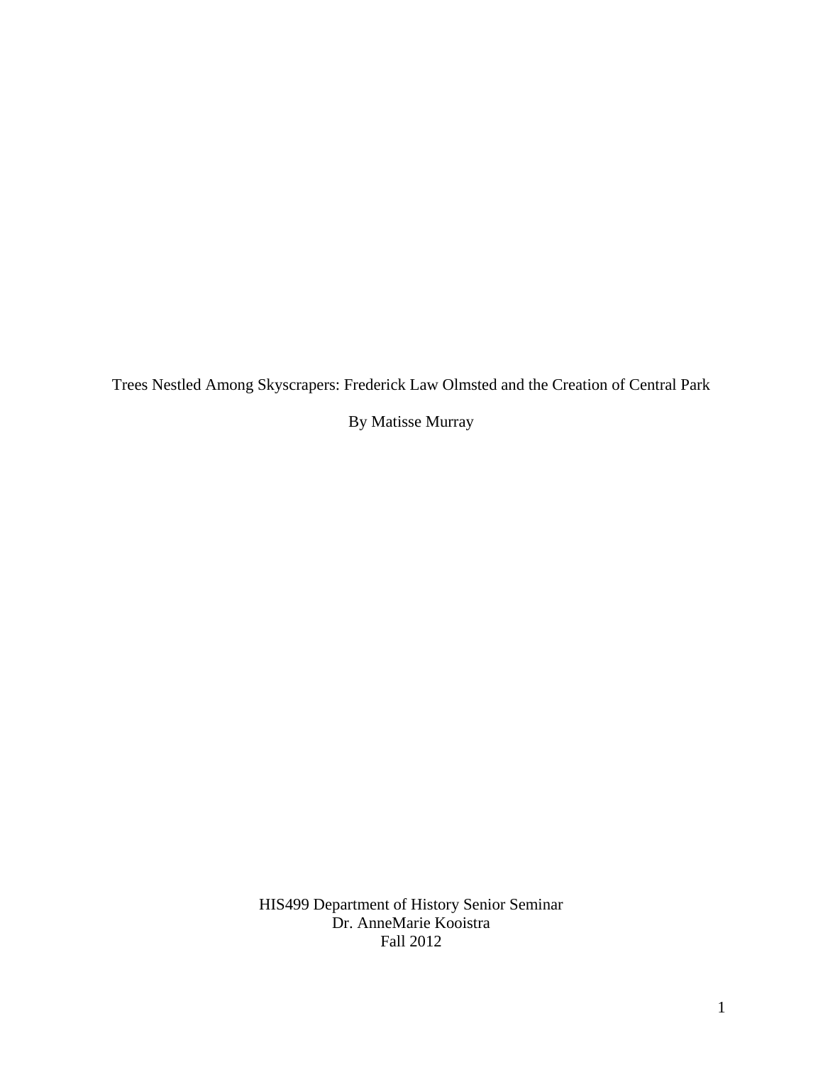Trees Nestled Among Skyscrapers: Frederick Law Olmsted and the Creation of Central Park

By Matisse Murray

HIS499 Department of History Senior Seminar
Dr. AnneMarie Kooistra
Fall 2012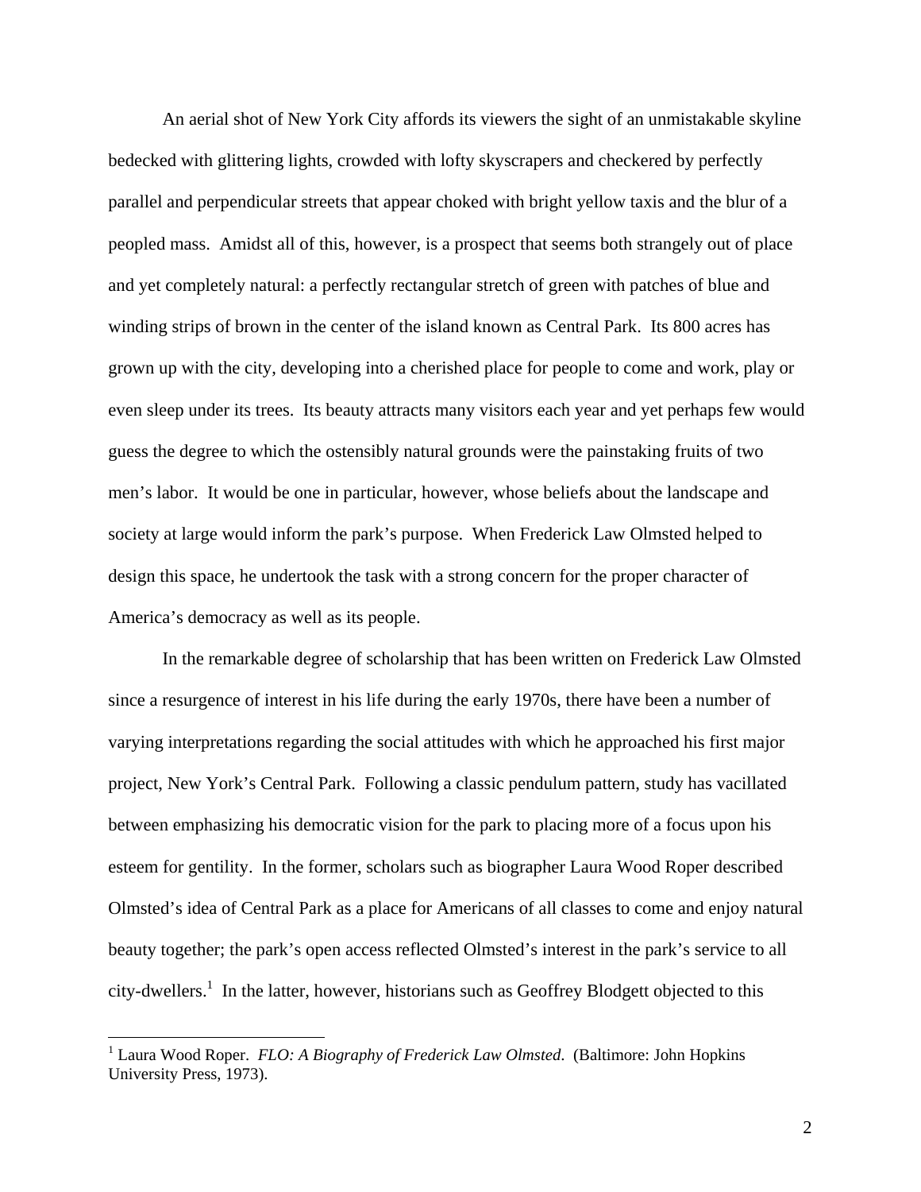An aerial shot of New York City affords its viewers the sight of an unmistakable skyline bedecked with glittering lights, crowded with lofty skyscrapers and checkered by perfectly parallel and perpendicular streets that appear choked with bright yellow taxis and the blur of a peopled mass. Amidst all of this, however, is a prospect that seems both strangely out of place and yet completely natural: a perfectly rectangular stretch of green with patches of blue and winding strips of brown in the center of the island known as Central Park. Its 800 acres has grown up with the city, developing into a cherished place for people to come and work, play or even sleep under its trees. Its beauty attracts many visitors each year and yet perhaps few would guess the degree to which the ostensibly natural grounds were the painstaking fruits of two men's labor. It would be one in particular, however, whose beliefs about the landscape and society at large would inform the park's purpose. When Frederick Law Olmsted helped to design this space, he undertook the task with a strong concern for the proper character of America's democracy as well as its people.

In the remarkable degree of scholarship that has been written on Frederick Law Olmsted since a resurgence of interest in his life during the early 1970s, there have been a number of varying interpretations regarding the social attitudes with which he approached his first major project, New York's Central Park. Following a classic pendulum pattern, study has vacillated between emphasizing his democratic vision for the park to placing more of a focus upon his esteem for gentility. In the former, scholars such as biographer Laura Wood Roper described Olmsted's idea of Central Park as a place for Americans of all classes to come and enjoy natural beauty together; the park's open access reflected Olmsted's interest in the park's service to all city-dwellers.[1] In the latter, however, historians such as Geoffrey Blodgett objected to this

[1] Laura Wood Roper. *FLO: A Biography of Frederick Law Olmsted*. (Baltimore: John Hopkins University Press, 1973).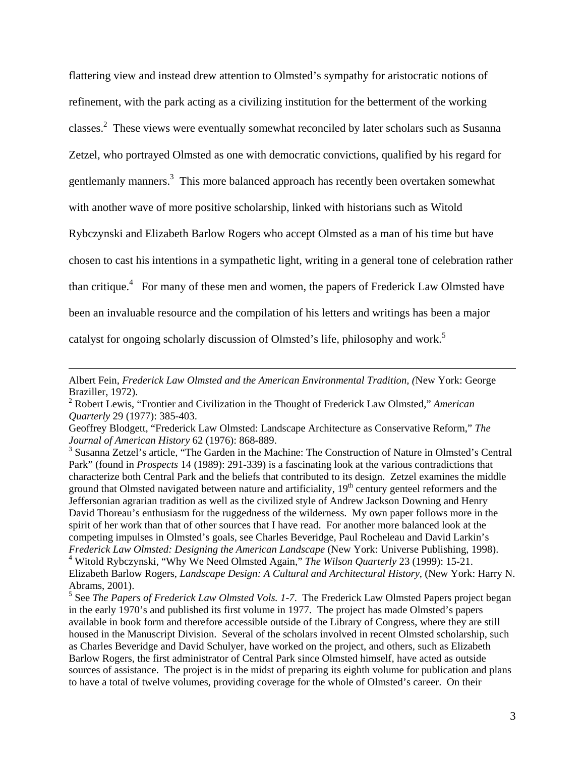flattering view and instead drew attention to Olmsted's sympathy for aristocratic notions of refinement, with the park acting as a civilizing institution for the betterment of the working classes.[2] These views were eventually somewhat reconciled by later scholars such as Susanna Zetzel, who portrayed Olmsted as one with democratic convictions, qualified by his regard for gentlemanly manners.[3] This more balanced approach has recently been overtaken somewhat with another wave of more positive scholarship, linked with historians such as Witold Rybczynski and Elizabeth Barlow Rogers who accept Olmsted as a man of his time but have chosen to cast his intentions in a sympathetic light, writing in a general tone of celebration rather than critique.[4] For many of these men and women, the papers of Frederick Law Olmsted have been an invaluable resource and the compilation of his letters and writings has been a major catalyst for ongoing scholarly discussion of Olmsted's life, philosophy and work.[5]

---

Albert Fein, *Frederick Law Olmsted and the American Environmental Tradition, (*New York: George Braziller, 1972).

[2] Robert Lewis, "Frontier and Civilization in the Thought of Frederick Law Olmsted," *American Quarterly* 29 (1977): 385-403.

Geoffrey Blodgett, "Frederick Law Olmsted: Landscape Architecture as Conservative Reform," *The Journal of American History* 62 (1976): 868-889.

[3] Susanna Zetzel's article, "The Garden in the Machine: The Construction of Nature in Olmsted's Central Park" (found in *Prospects* 14 (1989): 291-339) is a fascinating look at the various contradictions that characterize both Central Park and the beliefs that contributed to its design. Zetzel examines the middle ground that Olmsted navigated between nature and artificiality, 19th century genteel reformers and the Jeffersonian agrarian tradition as well as the civilized style of Andrew Jackson Downing and Henry David Thoreau's enthusiasm for the ruggedness of the wilderness. My own paper follows more in the spirit of her work than that of other sources that I have read. For another more balanced look at the competing impulses in Olmsted's goals, see Charles Beveridge, Paul Rocheleau and David Larkin's *Frederick Law Olmsted: Designing the American Landscape* (New York: Universe Publishing, 1998).

[4] Witold Rybczynski, "Why We Need Olmsted Again," *The Wilson Quarterly* 23 (1999): 15-21.

Elizabeth Barlow Rogers, *Landscape Design: A Cultural and Architectural History*, (New York: Harry N. Abrams, 2001).

[5] See *The Papers of Frederick Law Olmsted Vols. 1-7*. The Frederick Law Olmsted Papers project began in the early 1970's and published its first volume in 1977. The project has made Olmsted's papers available in book form and therefore accessible outside of the Library of Congress, where they are still housed in the Manuscript Division. Several of the scholars involved in recent Olmsted scholarship, such as Charles Beveridge and David Schulyer, have worked on the project, and others, such as Elizabeth Barlow Rogers, the first administrator of Central Park since Olmsted himself, have acted as outside sources of assistance. The project is in the midst of preparing its eighth volume for publication and plans to have a total of twelve volumes, providing coverage for the whole of Olmsted's career. On their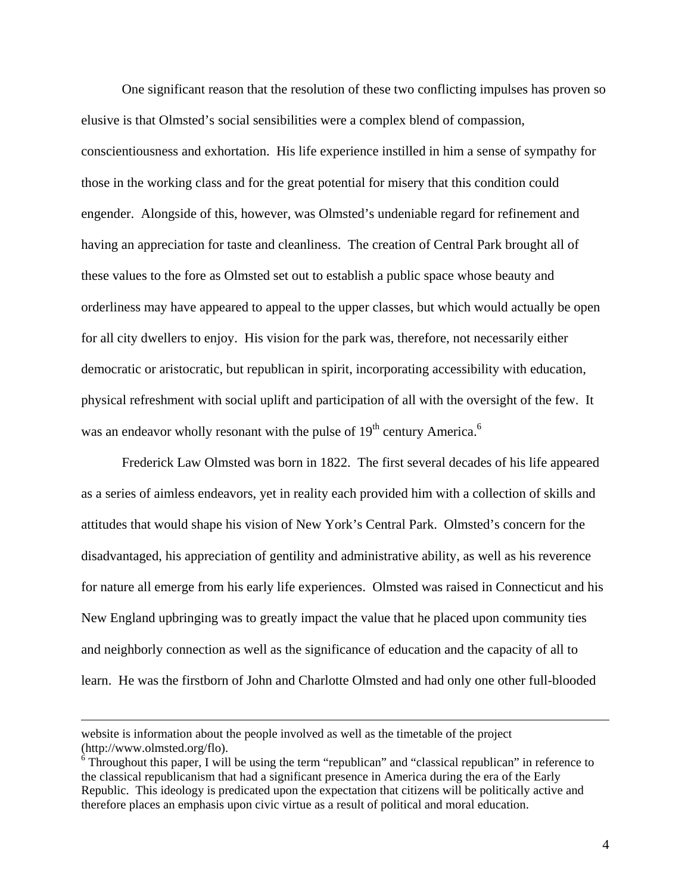One significant reason that the resolution of these two conflicting impulses has proven so elusive is that Olmsted's social sensibilities were a complex blend of compassion, conscientiousness and exhortation. His life experience instilled in him a sense of sympathy for those in the working class and for the great potential for misery that this condition could engender. Alongside of this, however, was Olmsted's undeniable regard for refinement and having an appreciation for taste and cleanliness. The creation of Central Park brought all of these values to the fore as Olmsted set out to establish a public space whose beauty and orderliness may have appeared to appeal to the upper classes, but which would actually be open for all city dwellers to enjoy. His vision for the park was, therefore, not necessarily either democratic or aristocratic, but republican in spirit, incorporating accessibility with education, physical refreshment with social uplift and participation of all with the oversight of the few. It was an endeavor wholly resonant with the pulse of 19th century America.[6]

Frederick Law Olmsted was born in 1822. The first several decades of his life appeared as a series of aimless endeavors, yet in reality each provided him with a collection of skills and attitudes that would shape his vision of New York's Central Park. Olmsted's concern for the disadvantaged, his appreciation of gentility and administrative ability, as well as his reverence for nature all emerge from his early life experiences. Olmsted was raised in Connecticut and his New England upbringing was to greatly impact the value that he placed upon community ties and neighborly connection as well as the significance of education and the capacity of all to learn. He was the firstborn of John and Charlotte Olmsted and had only one other full-blooded

---

website is information about the people involved as well as the timetable of the project (http://www.olmsted.org/flo).

[6] Throughout this paper, I will be using the term "republican" and "classical republican" in reference to the classical republicanism that had a significant presence in America during the era of the Early Republic. This ideology is predicated upon the expectation that citizens will be politically active and therefore places an emphasis upon civic virtue as a result of political and moral education.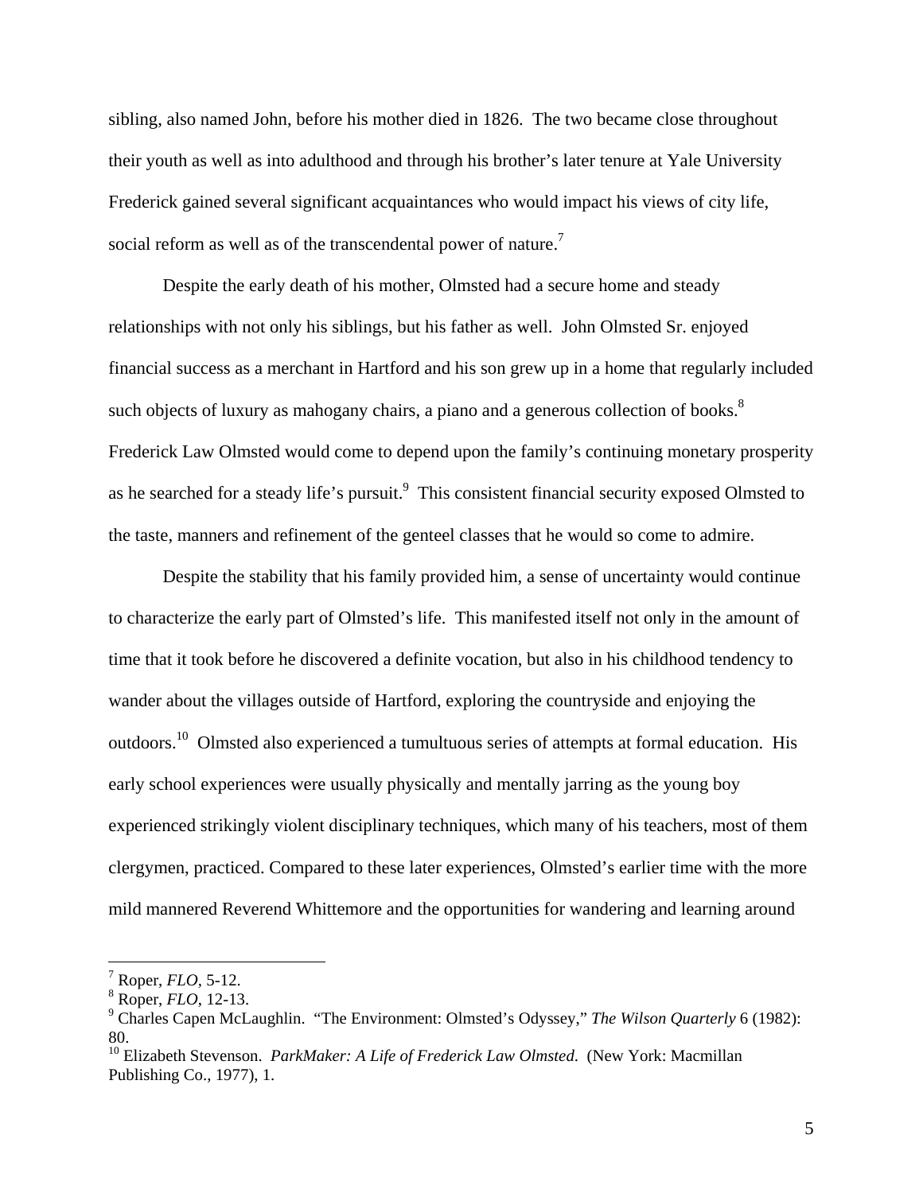sibling, also named John, before his mother died in 1826. The two became close throughout their youth as well as into adulthood and through his brother's later tenure at Yale University Frederick gained several significant acquaintances who would impact his views of city life, social reform as well as of the transcendental power of nature.[7]

Despite the early death of his mother, Olmsted had a secure home and steady relationships with not only his siblings, but his father as well. John Olmsted Sr. enjoyed financial success as a merchant in Hartford and his son grew up in a home that regularly included such objects of luxury as mahogany chairs, a piano and a generous collection of books.[8] Frederick Law Olmsted would come to depend upon the family's continuing monetary prosperity as he searched for a steady life's pursuit.[9] This consistent financial security exposed Olmsted to the taste, manners and refinement of the genteel classes that he would so come to admire.

Despite the stability that his family provided him, a sense of uncertainty would continue to characterize the early part of Olmsted's life. This manifested itself not only in the amount of time that it took before he discovered a definite vocation, but also in his childhood tendency to wander about the villages outside of Hartford, exploring the countryside and enjoying the outdoors.[10] Olmsted also experienced a tumultuous series of attempts at formal education. His early school experiences were usually physically and mentally jarring as the young boy experienced strikingly violent disciplinary techniques, which many of his teachers, most of them clergymen, practiced. Compared to these later experiences, Olmsted's earlier time with the more mild mannered Reverend Whittemore and the opportunities for wandering and learning around

---

[7] Roper, *FLO*, 5-12.

[8] Roper, *FLO*, 12-13.

[9] Charles Capen McLaughlin. "The Environment: Olmsted's Odyssey," *The Wilson Quarterly* 6 (1982): 80.

[10] Elizabeth Stevenson. *ParkMaker: A Life of Frederick Law Olmsted*. (New York: Macmillan Publishing Co., 1977), 1.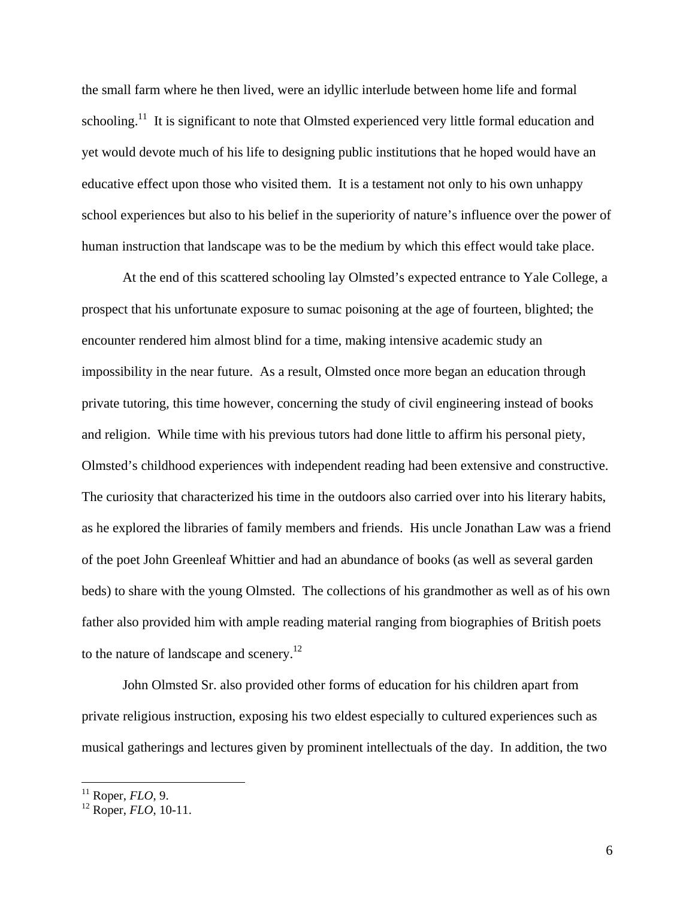the small farm where he then lived, were an idyllic interlude between home life and formal schooling.[11] It is significant to note that Olmsted experienced very little formal education and yet would devote much of his life to designing public institutions that he hoped would have an educative effect upon those who visited them. It is a testament not only to his own unhappy school experiences but also to his belief in the superiority of nature's influence over the power of human instruction that landscape was to be the medium by which this effect would take place.

At the end of this scattered schooling lay Olmsted's expected entrance to Yale College, a prospect that his unfortunate exposure to sumac poisoning at the age of fourteen, blighted; the encounter rendered him almost blind for a time, making intensive academic study an impossibility in the near future. As a result, Olmsted once more began an education through private tutoring, this time however, concerning the study of civil engineering instead of books and religion. While time with his previous tutors had done little to affirm his personal piety, Olmsted's childhood experiences with independent reading had been extensive and constructive. The curiosity that characterized his time in the outdoors also carried over into his literary habits, as he explored the libraries of family members and friends. His uncle Jonathan Law was a friend of the poet John Greenleaf Whittier and had an abundance of books (as well as several garden beds) to share with the young Olmsted. The collections of his grandmother as well as of his own father also provided him with ample reading material ranging from biographies of British poets to the nature of landscape and scenery.[12]

John Olmsted Sr. also provided other forms of education for his children apart from private religious instruction, exposing his two eldest especially to cultured experiences such as musical gatherings and lectures given by prominent intellectuals of the day. In addition, the two

[11] Roper, *FLO*, 9.

[12] Roper, *FLO*, 10-11.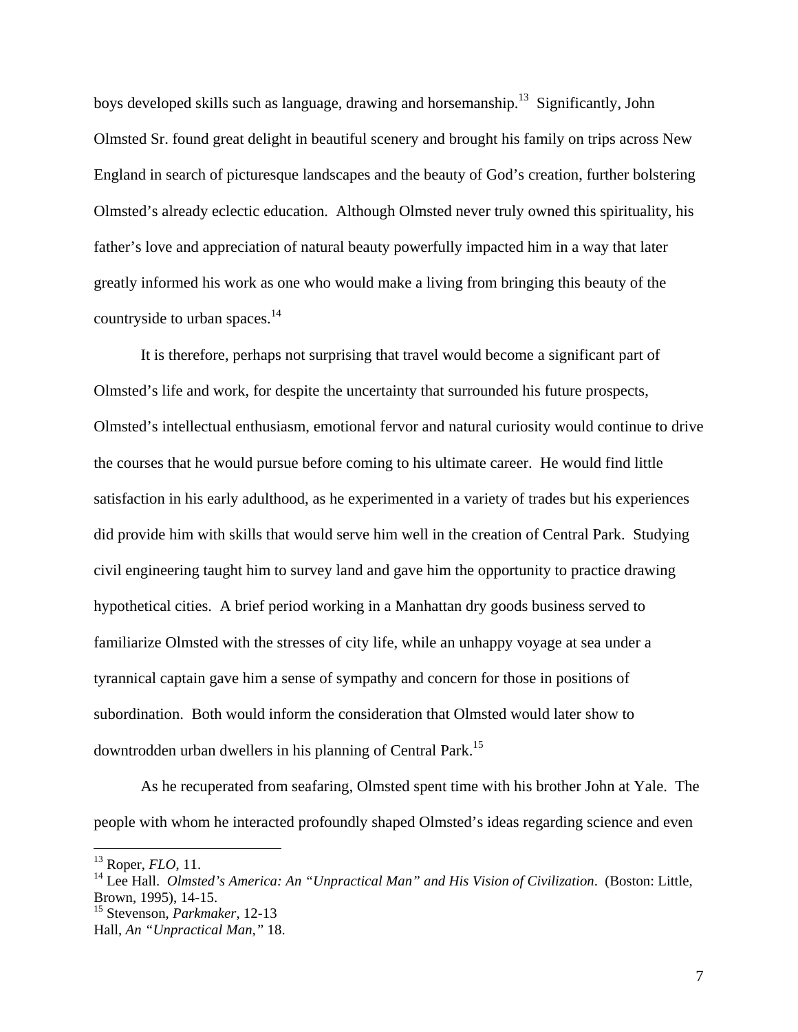boys developed skills such as language, drawing and horsemanship.[13] Significantly, John Olmsted Sr. found great delight in beautiful scenery and brought his family on trips across New England in search of picturesque landscapes and the beauty of God's creation, further bolstering Olmsted's already eclectic education. Although Olmsted never truly owned this spirituality, his father's love and appreciation of natural beauty powerfully impacted him in a way that later greatly informed his work as one who would make a living from bringing this beauty of the countryside to urban spaces.[14]

It is therefore, perhaps not surprising that travel would become a significant part of Olmsted's life and work, for despite the uncertainty that surrounded his future prospects, Olmsted's intellectual enthusiasm, emotional fervor and natural curiosity would continue to drive the courses that he would pursue before coming to his ultimate career. He would find little satisfaction in his early adulthood, as he experimented in a variety of trades but his experiences did provide him with skills that would serve him well in the creation of Central Park. Studying civil engineering taught him to survey land and gave him the opportunity to practice drawing hypothetical cities. A brief period working in a Manhattan dry goods business served to familiarize Olmsted with the stresses of city life, while an unhappy voyage at sea under a tyrannical captain gave him a sense of sympathy and concern for those in positions of subordination. Both would inform the consideration that Olmsted would later show to downtrodden urban dwellers in his planning of Central Park.[15]

As he recuperated from seafaring, Olmsted spent time with his brother John at Yale. The people with whom he interacted profoundly shaped Olmsted's ideas regarding science and even

---

[13] Roper, *FLO*, 11.

[14] Lee Hall. *Olmsted's America: An "Unpractical Man" and His Vision of Civilization*. (Boston: Little, Brown, 1995), 14-15.

[15] Stevenson, *Parkmaker*, 12-13
Hall, *An "Unpractical Man,"* 18.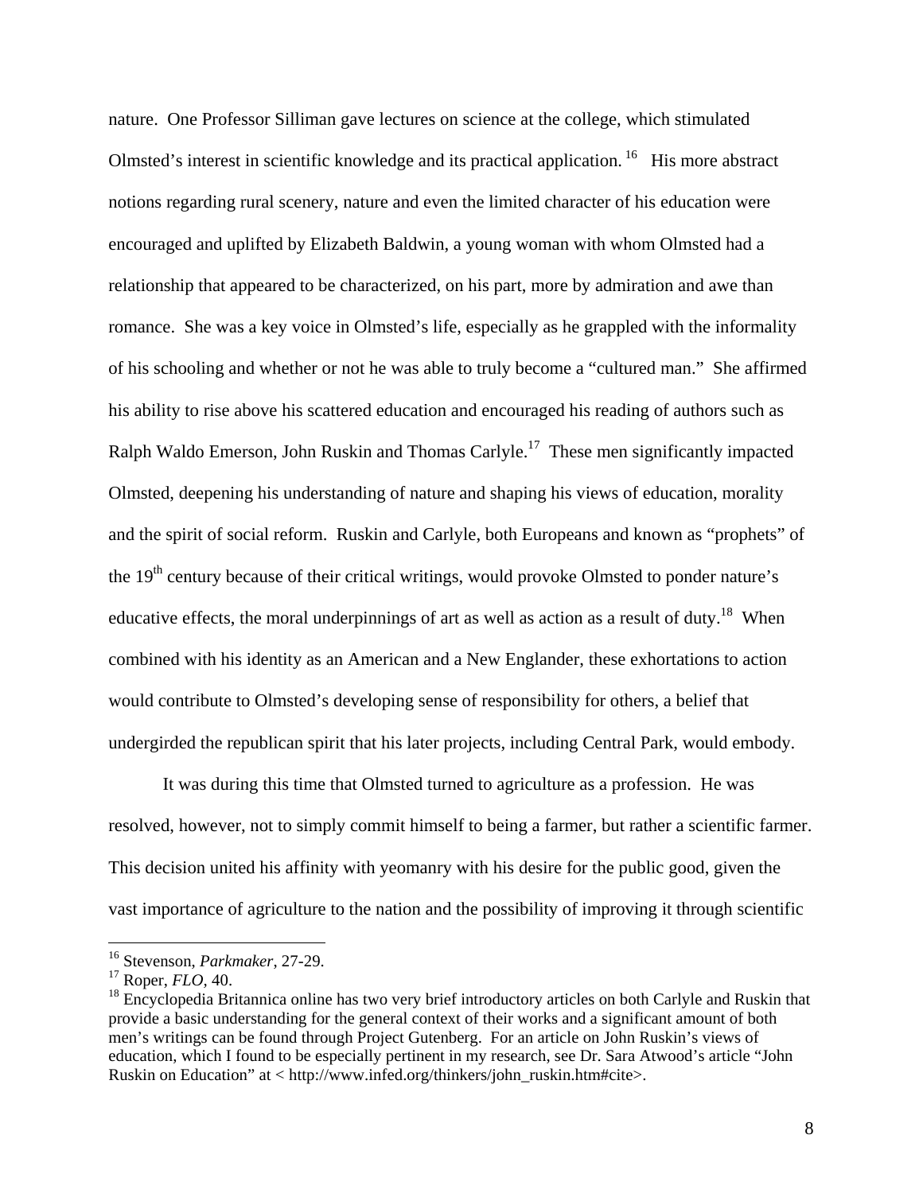nature. One Professor Silliman gave lectures on science at the college, which stimulated Olmsted's interest in scientific knowledge and its practical application.[16] His more abstract notions regarding rural scenery, nature and even the limited character of his education were encouraged and uplifted by Elizabeth Baldwin, a young woman with whom Olmsted had a relationship that appeared to be characterized, on his part, more by admiration and awe than romance. She was a key voice in Olmsted's life, especially as he grappled with the informality of his schooling and whether or not he was able to truly become a "cultured man." She affirmed his ability to rise above his scattered education and encouraged his reading of authors such as Ralph Waldo Emerson, John Ruskin and Thomas Carlyle.[17] These men significantly impacted Olmsted, deepening his understanding of nature and shaping his views of education, morality and the spirit of social reform. Ruskin and Carlyle, both Europeans and known as "prophets" of the 19th century because of their critical writings, would provoke Olmsted to ponder nature's educative effects, the moral underpinnings of art as well as action as a result of duty.[18] When combined with his identity as an American and a New Englander, these exhortations to action would contribute to Olmsted's developing sense of responsibility for others, a belief that undergirded the republican spirit that his later projects, including Central Park, would embody.

It was during this time that Olmsted turned to agriculture as a profession. He was resolved, however, not to simply commit himself to being a farmer, but rather a scientific farmer. This decision united his affinity with yeomanry with his desire for the public good, given the vast importance of agriculture to the nation and the possibility of improving it through scientific

---

[16] Stevenson, *Parkmaker*, 27-29.

[17] Roper, *FLO*, 40.

[18] Encyclopedia Britannica online has two very brief introductory articles on both Carlyle and Ruskin that provide a basic understanding for the general context of their works and a significant amount of both men's writings can be found through Project Gutenberg. For an article on John Ruskin's views of education, which I found to be especially pertinent in my research, see Dr. Sara Atwood's article "John Ruskin on Education" at < http://www.infed.org/thinkers/john_ruskin.htm#cite>.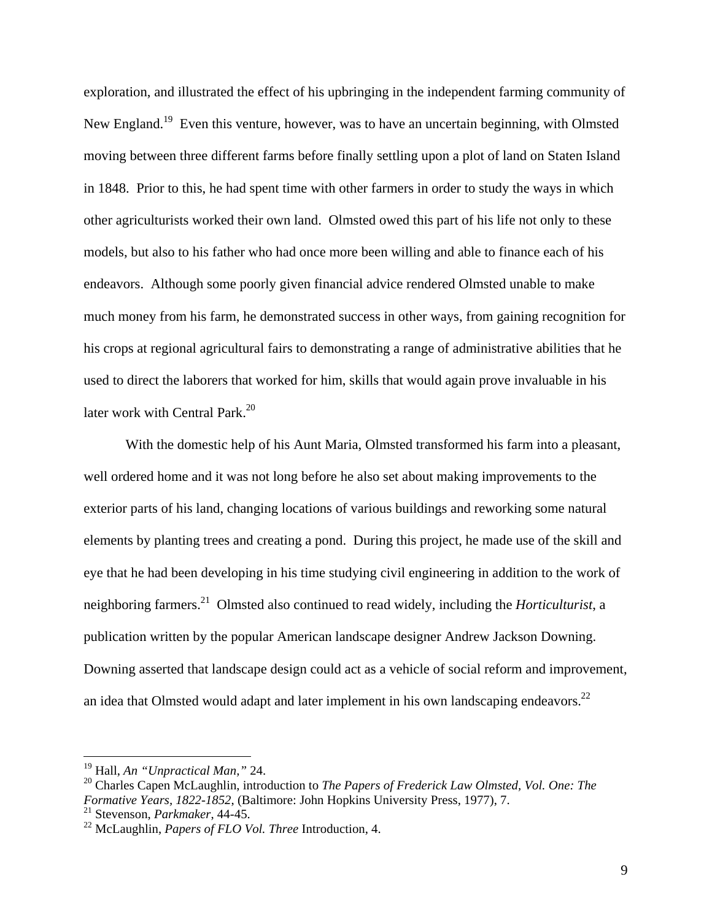exploration, and illustrated the effect of his upbringing in the independent farming community of New England.[19] Even this venture, however, was to have an uncertain beginning, with Olmsted moving between three different farms before finally settling upon a plot of land on Staten Island in 1848. Prior to this, he had spent time with other farmers in order to study the ways in which other agriculturists worked their own land. Olmsted owed this part of his life not only to these models, but also to his father who had once more been willing and able to finance each of his endeavors. Although some poorly given financial advice rendered Olmsted unable to make much money from his farm, he demonstrated success in other ways, from gaining recognition for his crops at regional agricultural fairs to demonstrating a range of administrative abilities that he used to direct the laborers that worked for him, skills that would again prove invaluable in his later work with Central Park.[20]

With the domestic help of his Aunt Maria, Olmsted transformed his farm into a pleasant, well ordered home and it was not long before he also set about making improvements to the exterior parts of his land, changing locations of various buildings and reworking some natural elements by planting trees and creating a pond. During this project, he made use of the skill and eye that he had been developing in his time studying civil engineering in addition to the work of neighboring farmers.[21] Olmsted also continued to read widely, including the *Horticulturist*, a publication written by the popular American landscape designer Andrew Jackson Downing. Downing asserted that landscape design could act as a vehicle of social reform and improvement, an idea that Olmsted would adapt and later implement in his own landscaping endeavors.[22]

---

[19] Hall, *An "Unpractical Man,"* 24.

[20] Charles Capen McLaughlin, introduction to *The Papers of Frederick Law Olmsted, Vol. One: The Formative Years, 1822-1852*, (Baltimore: John Hopkins University Press, 1977), 7.

[21] Stevenson, *Parkmaker*, 44-45.

[22] McLaughlin, *Papers of FLO Vol. Three* Introduction, 4.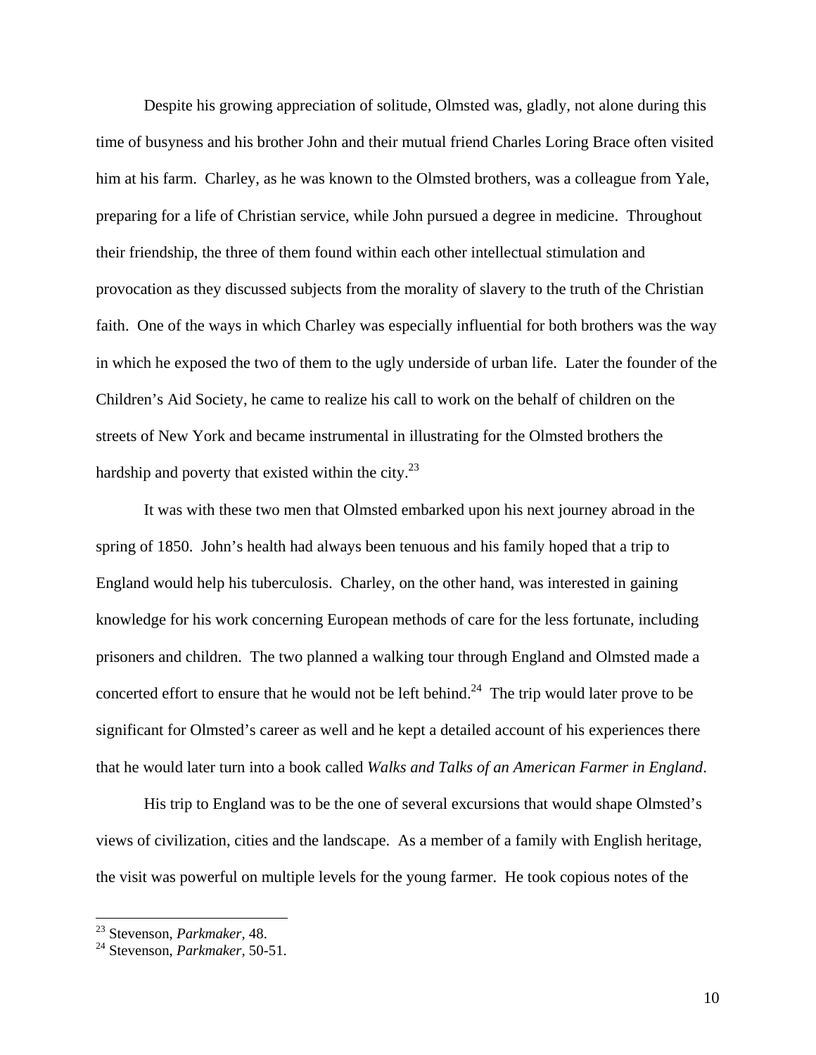Despite his growing appreciation of solitude, Olmsted was, gladly, not alone during this time of busyness and his brother John and their mutual friend Charles Loring Brace often visited him at his farm. Charley, as he was known to the Olmsted brothers, was a colleague from Yale, preparing for a life of Christian service, while John pursued a degree in medicine. Throughout their friendship, the three of them found within each other intellectual stimulation and provocation as they discussed subjects from the morality of slavery to the truth of the Christian faith. One of the ways in which Charley was especially influential for both brothers was the way in which he exposed the two of them to the ugly underside of urban life. Later the founder of the Children's Aid Society, he came to realize his call to work on the behalf of children on the streets of New York and became instrumental in illustrating for the Olmsted brothers the hardship and poverty that existed within the city.[23]

It was with these two men that Olmsted embarked upon his next journey abroad in the spring of 1850. John's health had always been tenuous and his family hoped that a trip to England would help his tuberculosis. Charley, on the other hand, was interested in gaining knowledge for his work concerning European methods of care for the less fortunate, including prisoners and children. The two planned a walking tour through England and Olmsted made a concerted effort to ensure that he would not be left behind.[24] The trip would later prove to be significant for Olmsted's career as well and he kept a detailed account of his experiences there that he would later turn into a book called *Walks and Talks of an American Farmer in England*.

His trip to England was to be the one of several excursions that would shape Olmsted's views of civilization, cities and the landscape. As a member of a family with English heritage, the visit was powerful on multiple levels for the young farmer. He took copious notes of the

---

[23] Stevenson, *Parkmaker*, 48.

[24] Stevenson, *Parkmaker*, 50-51.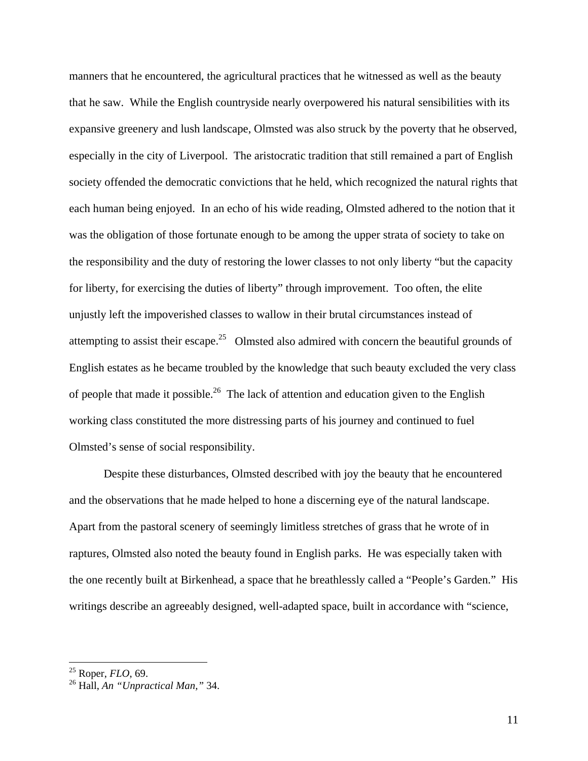manners that he encountered, the agricultural practices that he witnessed as well as the beauty that he saw. While the English countryside nearly overpowered his natural sensibilities with its expansive greenery and lush landscape, Olmsted was also struck by the poverty that he observed, especially in the city of Liverpool. The aristocratic tradition that still remained a part of English society offended the democratic convictions that he held, which recognized the natural rights that each human being enjoyed. In an echo of his wide reading, Olmsted adhered to the notion that it was the obligation of those fortunate enough to be among the upper strata of society to take on the responsibility and the duty of restoring the lower classes to not only liberty "but the capacity for liberty, for exercising the duties of liberty" through improvement. Too often, the elite unjustly left the impoverished classes to wallow in their brutal circumstances instead of attempting to assist their escape.[25] Olmsted also admired with concern the beautiful grounds of English estates as he became troubled by the knowledge that such beauty excluded the very class of people that made it possible.[26] The lack of attention and education given to the English working class constituted the more distressing parts of his journey and continued to fuel Olmsted's sense of social responsibility.

Despite these disturbances, Olmsted described with joy the beauty that he encountered and the observations that he made helped to hone a discerning eye of the natural landscape. Apart from the pastoral scenery of seemingly limitless stretches of grass that he wrote of in raptures, Olmsted also noted the beauty found in English parks. He was especially taken with the one recently built at Birkenhead, a space that he breathlessly called a "People's Garden." His writings describe an agreeably designed, well-adapted space, built in accordance with "science,

---

[25] Roper, *FLO*, 69.

[26] Hall, *An "Unpractical Man,"* 34.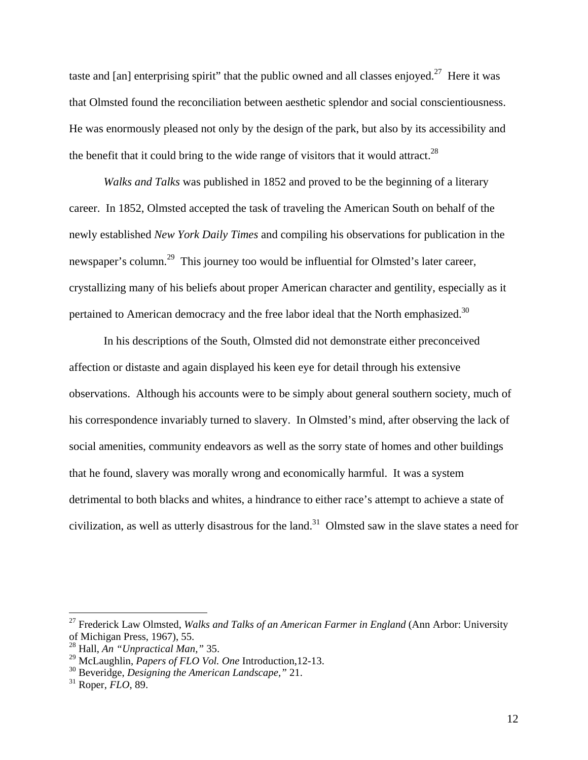taste and [an] enterprising spirit" that the public owned and all classes enjoyed.[27] Here it was that Olmsted found the reconciliation between aesthetic splendor and social conscientiousness. He was enormously pleased not only by the design of the park, but also by its accessibility and the benefit that it could bring to the wide range of visitors that it would attract.[28]

*Walks and Talks* was published in 1852 and proved to be the beginning of a literary career. In 1852, Olmsted accepted the task of traveling the American South on behalf of the newly established *New York Daily Times* and compiling his observations for publication in the newspaper's column.[29] This journey too would be influential for Olmsted's later career, crystallizing many of his beliefs about proper American character and gentility, especially as it pertained to American democracy and the free labor ideal that the North emphasized.[30]

In his descriptions of the South, Olmsted did not demonstrate either preconceived affection or distaste and again displayed his keen eye for detail through his extensive observations. Although his accounts were to be simply about general southern society, much of his correspondence invariably turned to slavery. In Olmsted's mind, after observing the lack of social amenities, community endeavors as well as the sorry state of homes and other buildings that he found, slavery was morally wrong and economically harmful. It was a system detrimental to both blacks and whites, a hindrance to either race's attempt to achieve a state of civilization, as well as utterly disastrous for the land.[31] Olmsted saw in the slave states a need for

---

[27] Frederick Law Olmsted, *Walks and Talks of an American Farmer in England* (Ann Arbor: University of Michigan Press, 1967), 55.
[28] Hall, *An "Unpractical Man,"* 35.
[29] McLaughlin, *Papers of FLO Vol. One* Introduction,12-13.
[30] Beveridge, *Designing the American Landscape,"* 21.
[31] Roper, *FLO*, 89.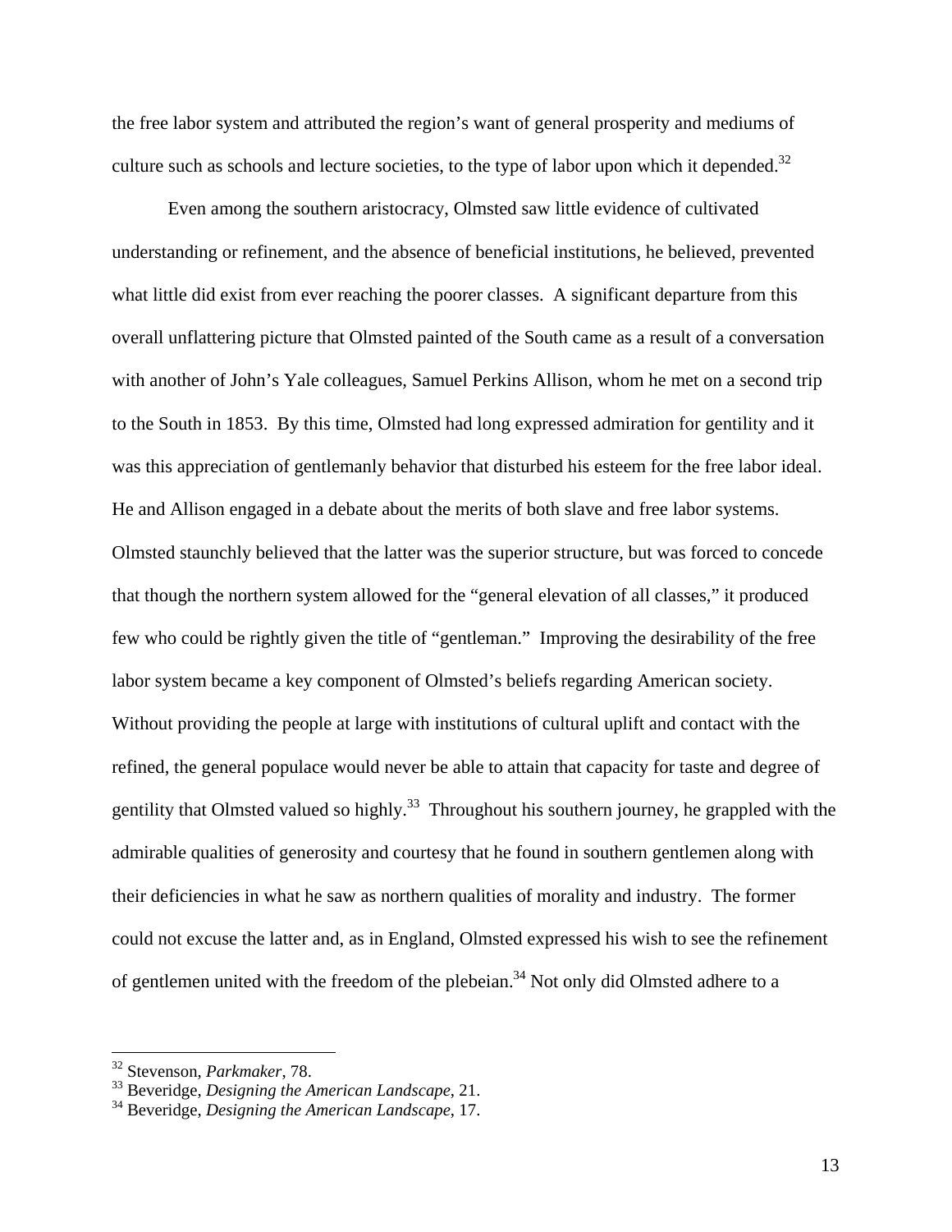the free labor system and attributed the region's want of general prosperity and mediums of culture such as schools and lecture societies, to the type of labor upon which it depended.[32]

Even among the southern aristocracy, Olmsted saw little evidence of cultivated understanding or refinement, and the absence of beneficial institutions, he believed, prevented what little did exist from ever reaching the poorer classes. A significant departure from this overall unflattering picture that Olmsted painted of the South came as a result of a conversation with another of John's Yale colleagues, Samuel Perkins Allison, whom he met on a second trip to the South in 1853. By this time, Olmsted had long expressed admiration for gentility and it was this appreciation of gentlemanly behavior that disturbed his esteem for the free labor ideal. He and Allison engaged in a debate about the merits of both slave and free labor systems. Olmsted staunchly believed that the latter was the superior structure, but was forced to concede that though the northern system allowed for the "general elevation of all classes," it produced few who could be rightly given the title of "gentleman." Improving the desirability of the free labor system became a key component of Olmsted's beliefs regarding American society. Without providing the people at large with institutions of cultural uplift and contact with the refined, the general populace would never be able to attain that capacity for taste and degree of gentility that Olmsted valued so highly.[33] Throughout his southern journey, he grappled with the admirable qualities of generosity and courtesy that he found in southern gentlemen along with their deficiencies in what he saw as northern qualities of morality and industry. The former could not excuse the latter and, as in England, Olmsted expressed his wish to see the refinement of gentlemen united with the freedom of the plebeian.[34] Not only did Olmsted adhere to a

---

[32] Stevenson, *Parkmaker*, 78.
[33] Beveridge, *Designing the American Landscape*, 21.
[34] Beveridge, *Designing the American Landscape*, 17.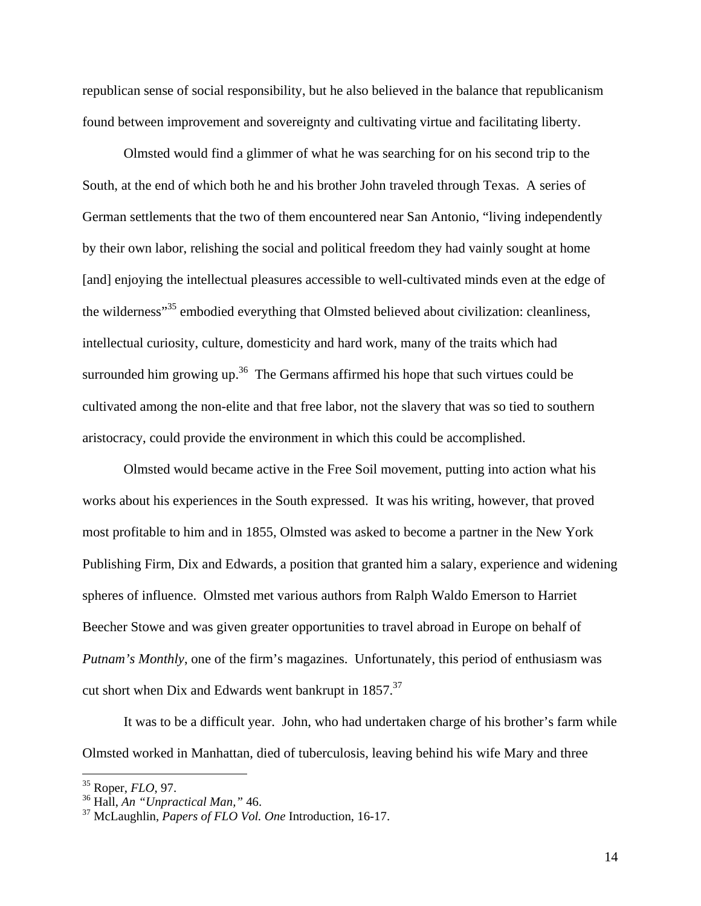republican sense of social responsibility, but he also believed in the balance that republicanism found between improvement and sovereignty and cultivating virtue and facilitating liberty.

Olmsted would find a glimmer of what he was searching for on his second trip to the South, at the end of which both he and his brother John traveled through Texas. A series of German settlements that the two of them encountered near San Antonio, "living independently by their own labor, relishing the social and political freedom they had vainly sought at home [and] enjoying the intellectual pleasures accessible to well-cultivated minds even at the edge of the wilderness"[35] embodied everything that Olmsted believed about civilization: cleanliness, intellectual curiosity, culture, domesticity and hard work, many of the traits which had surrounded him growing up.[36] The Germans affirmed his hope that such virtues could be cultivated among the non-elite and that free labor, not the slavery that was so tied to southern aristocracy, could provide the environment in which this could be accomplished.

Olmsted would became active in the Free Soil movement, putting into action what his works about his experiences in the South expressed. It was his writing, however, that proved most profitable to him and in 1855, Olmsted was asked to become a partner in the New York Publishing Firm, Dix and Edwards, a position that granted him a salary, experience and widening spheres of influence. Olmsted met various authors from Ralph Waldo Emerson to Harriet Beecher Stowe and was given greater opportunities to travel abroad in Europe on behalf of *Putnam's Monthly*, one of the firm's magazines. Unfortunately, this period of enthusiasm was cut short when Dix and Edwards went bankrupt in 1857.[37]

It was to be a difficult year. John, who had undertaken charge of his brother's farm while Olmsted worked in Manhattan, died of tuberculosis, leaving behind his wife Mary and three

---

[35] Roper, *FLO*, 97.
[36] Hall, *An "Unpractical Man,"* 46.
[37] McLaughlin, *Papers of FLO Vol. One* Introduction, 16-17.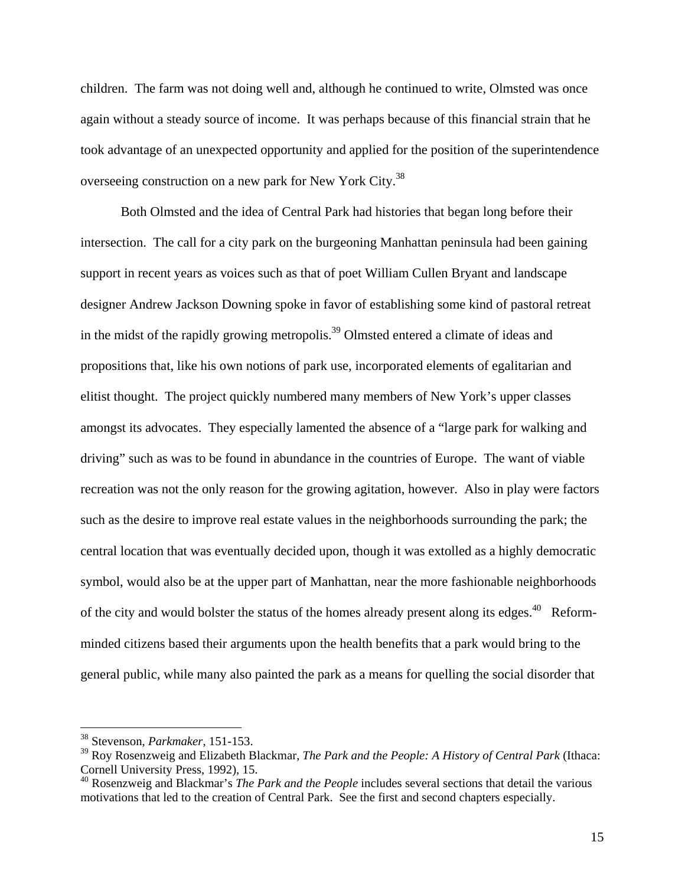children. The farm was not doing well and, although he continued to write, Olmsted was once again without a steady source of income. It was perhaps because of this financial strain that he took advantage of an unexpected opportunity and applied for the position of the superintendence overseeing construction on a new park for New York City.[38]

Both Olmsted and the idea of Central Park had histories that began long before their intersection. The call for a city park on the burgeoning Manhattan peninsula had been gaining support in recent years as voices such as that of poet William Cullen Bryant and landscape designer Andrew Jackson Downing spoke in favor of establishing some kind of pastoral retreat in the midst of the rapidly growing metropolis.[39] Olmsted entered a climate of ideas and propositions that, like his own notions of park use, incorporated elements of egalitarian and elitist thought. The project quickly numbered many members of New York's upper classes amongst its advocates. They especially lamented the absence of a "large park for walking and driving" such as was to be found in abundance in the countries of Europe. The want of viable recreation was not the only reason for the growing agitation, however. Also in play were factors such as the desire to improve real estate values in the neighborhoods surrounding the park; the central location that was eventually decided upon, though it was extolled as a highly democratic symbol, would also be at the upper part of Manhattan, near the more fashionable neighborhoods of the city and would bolster the status of the homes already present along its edges.[40] Reform-minded citizens based their arguments upon the health benefits that a park would bring to the general public, while many also painted the park as a means for quelling the social disorder that

---

[38] Stevenson, *Parkmaker*, 151-153.

[39] Roy Rosenzweig and Elizabeth Blackmar, *The Park and the People: A History of Central Park* (Ithaca: Cornell University Press, 1992), 15.

[40] Rosenzweig and Blackmar's *The Park and the People* includes several sections that detail the various motivations that led to the creation of Central Park. See the first and second chapters especially.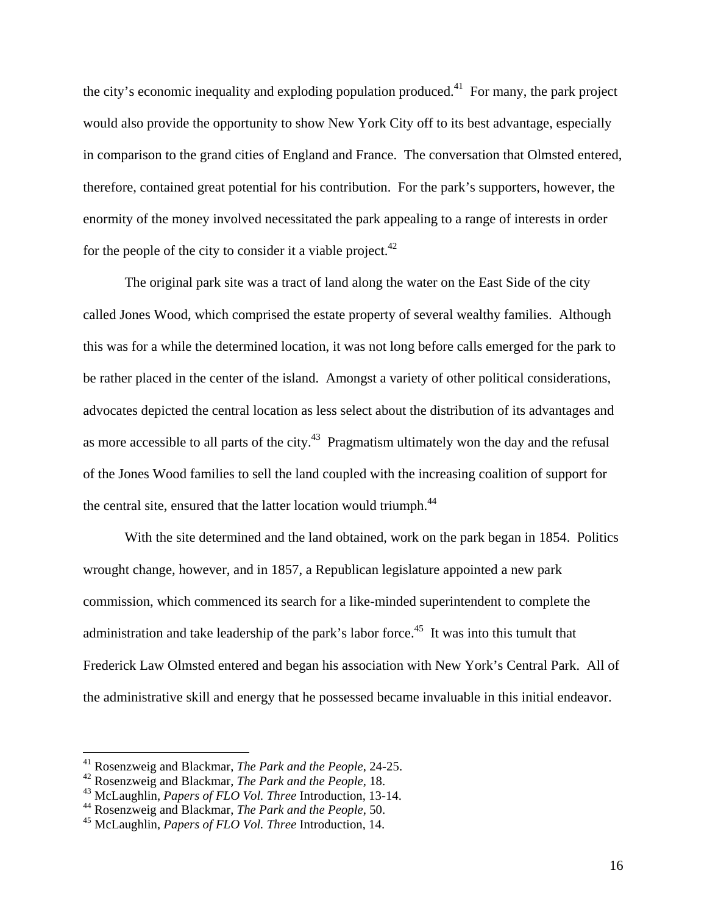the city's economic inequality and exploding population produced.[41] For many, the park project would also provide the opportunity to show New York City off to its best advantage, especially in comparison to the grand cities of England and France. The conversation that Olmsted entered, therefore, contained great potential for his contribution. For the park's supporters, however, the enormity of the money involved necessitated the park appealing to a range of interests in order for the people of the city to consider it a viable project.[42]

The original park site was a tract of land along the water on the East Side of the city called Jones Wood, which comprised the estate property of several wealthy families. Although this was for a while the determined location, it was not long before calls emerged for the park to be rather placed in the center of the island. Amongst a variety of other political considerations, advocates depicted the central location as less select about the distribution of its advantages and as more accessible to all parts of the city.[43] Pragmatism ultimately won the day and the refusal of the Jones Wood families to sell the land coupled with the increasing coalition of support for the central site, ensured that the latter location would triumph.[44]

With the site determined and the land obtained, work on the park began in 1854. Politics wrought change, however, and in 1857, a Republican legislature appointed a new park commission, which commenced its search for a like-minded superintendent to complete the administration and take leadership of the park's labor force.[45] It was into this tumult that Frederick Law Olmsted entered and began his association with New York's Central Park. All of the administrative skill and energy that he possessed became invaluable in this initial endeavor.

---

[41] Rosenzweig and Blackmar, *The Park and the People*, 24-25.

[42] Rosenzweig and Blackmar, *The Park and the People*, 18.

[43] McLaughlin, *Papers of FLO Vol. Three* Introduction, 13-14.

[44] Rosenzweig and Blackmar, *The Park and the People*, 50.

[45] McLaughlin, *Papers of FLO Vol. Three* Introduction, 14.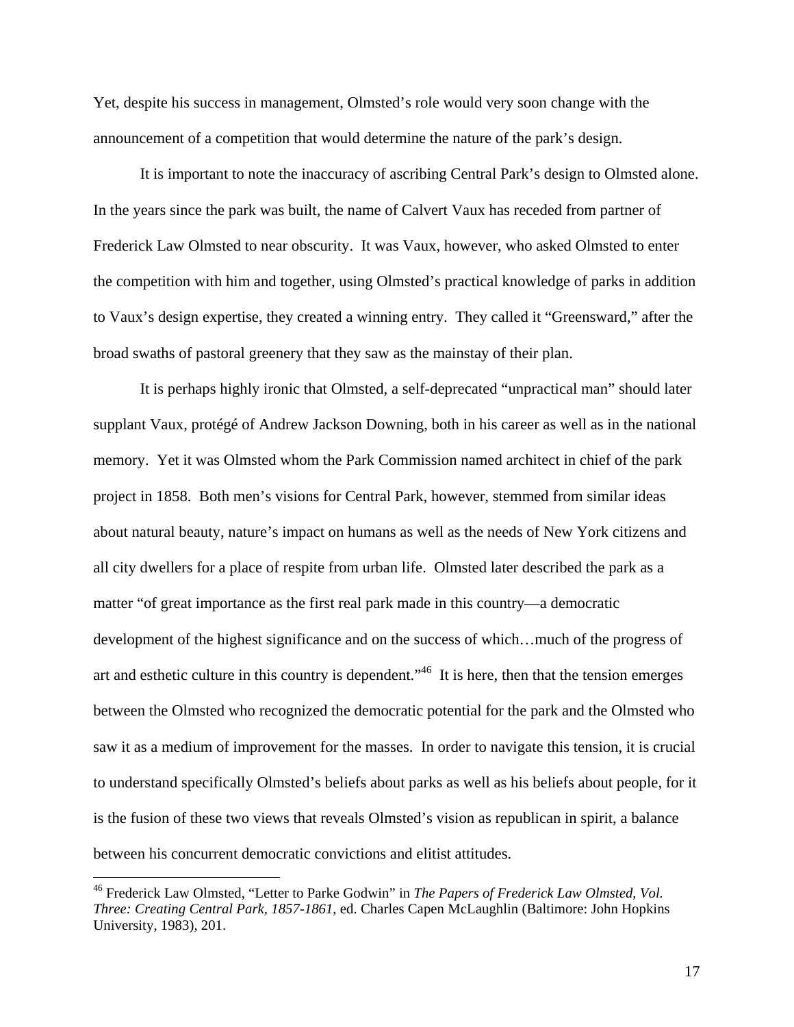Yet, despite his success in management, Olmsted's role would very soon change with the announcement of a competition that would determine the nature of the park's design.

It is important to note the inaccuracy of ascribing Central Park's design to Olmsted alone. In the years since the park was built, the name of Calvert Vaux has receded from partner of Frederick Law Olmsted to near obscurity. It was Vaux, however, who asked Olmsted to enter the competition with him and together, using Olmsted's practical knowledge of parks in addition to Vaux's design expertise, they created a winning entry. They called it "Greensward," after the broad swaths of pastoral greenery that they saw as the mainstay of their plan.

It is perhaps highly ironic that Olmsted, a self-deprecated "unpractical man" should later supplant Vaux, protégé of Andrew Jackson Downing, both in his career as well as in the national memory. Yet it was Olmsted whom the Park Commission named architect in chief of the park project in 1858. Both men's visions for Central Park, however, stemmed from similar ideas about natural beauty, nature's impact on humans as well as the needs of New York citizens and all city dwellers for a place of respite from urban life. Olmsted later described the park as a matter "of great importance as the first real park made in this country—a democratic development of the highest significance and on the success of which…much of the progress of art and esthetic culture in this country is dependent."[46] It is here, then that the tension emerges between the Olmsted who recognized the democratic potential for the park and the Olmsted who saw it as a medium of improvement for the masses. In order to navigate this tension, it is crucial to understand specifically Olmsted's beliefs about parks as well as his beliefs about people, for it is the fusion of these two views that reveals Olmsted's vision as republican in spirit, a balance between his concurrent democratic convictions and elitist attitudes.

---

[46] Frederick Law Olmsted, "Letter to Parke Godwin" in *The Papers of Frederick Law Olmsted, Vol. Three: Creating Central Park, 1857-1861*, ed. Charles Capen McLaughlin (Baltimore: John Hopkins University, 1983), 201.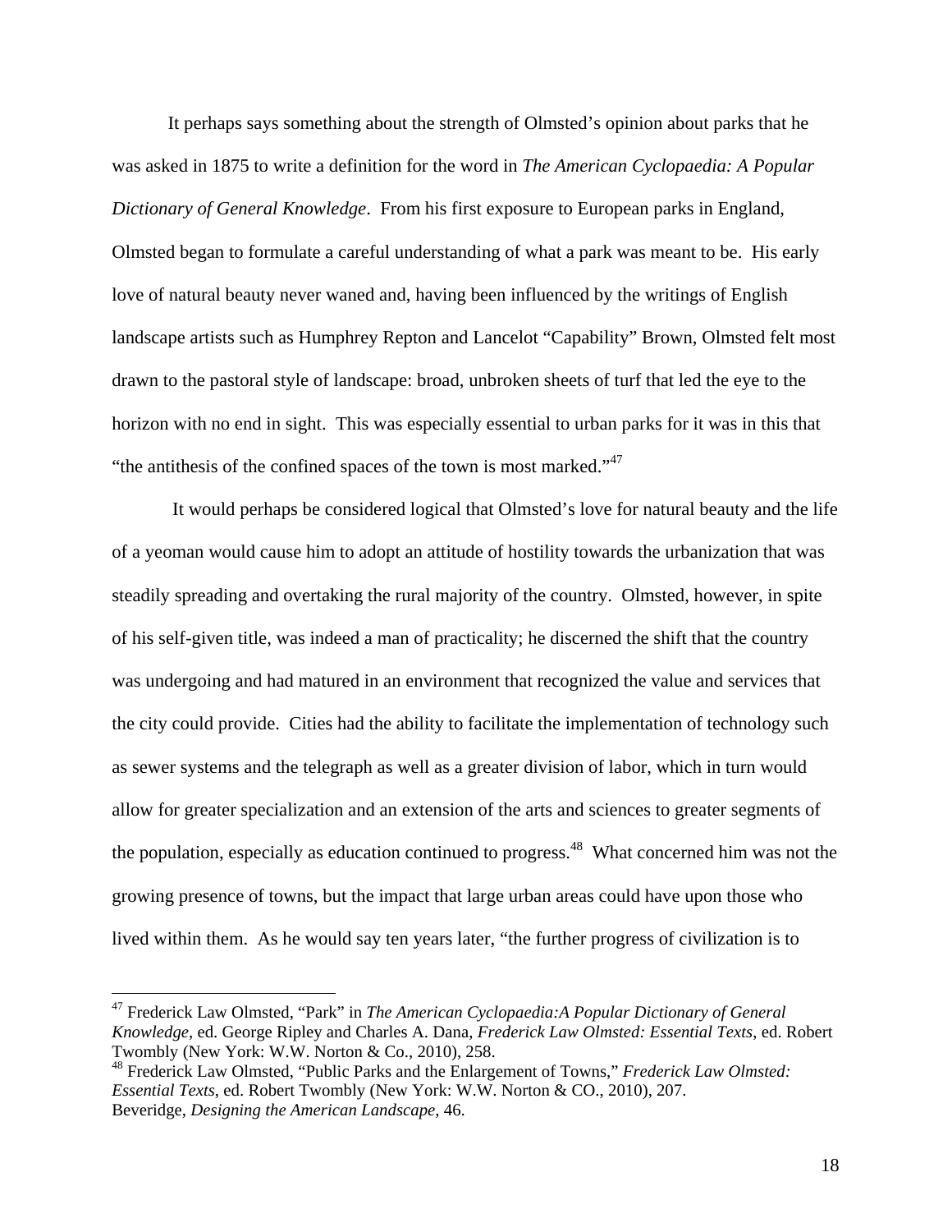It perhaps says something about the strength of Olmsted's opinion about parks that he was asked in 1875 to write a definition for the word in *The American Cyclopaedia: A Popular Dictionary of General Knowledge*. From his first exposure to European parks in England, Olmsted began to formulate a careful understanding of what a park was meant to be. His early love of natural beauty never waned and, having been influenced by the writings of English landscape artists such as Humphrey Repton and Lancelot "Capability" Brown, Olmsted felt most drawn to the pastoral style of landscape: broad, unbroken sheets of turf that led the eye to the horizon with no end in sight. This was especially essential to urban parks for it was in this that "the antithesis of the confined spaces of the town is most marked."[47]

It would perhaps be considered logical that Olmsted's love for natural beauty and the life of a yeoman would cause him to adopt an attitude of hostility towards the urbanization that was steadily spreading and overtaking the rural majority of the country. Olmsted, however, in spite of his self-given title, was indeed a man of practicality; he discerned the shift that the country was undergoing and had matured in an environment that recognized the value and services that the city could provide. Cities had the ability to facilitate the implementation of technology such as sewer systems and the telegraph as well as a greater division of labor, which in turn would allow for greater specialization and an extension of the arts and sciences to greater segments of the population, especially as education continued to progress.[48] What concerned him was not the growing presence of towns, but the impact that large urban areas could have upon those who lived within them. As he would say ten years later, "the further progress of civilization is to

---

[47] Frederick Law Olmsted, "Park" in *The American Cyclopaedia:A Popular Dictionary of General Knowledge*, ed. George Ripley and Charles A. Dana, *Frederick Law Olmsted: Essential Texts*, ed. Robert Twombly (New York: W.W. Norton & Co., 2010), 258.

[48] Frederick Law Olmsted, "Public Parks and the Enlargement of Towns," *Frederick Law Olmsted: Essential Texts*, ed. Robert Twombly (New York: W.W. Norton & CO., 2010), 207.
Beveridge, *Designing the American Landscape*, 46.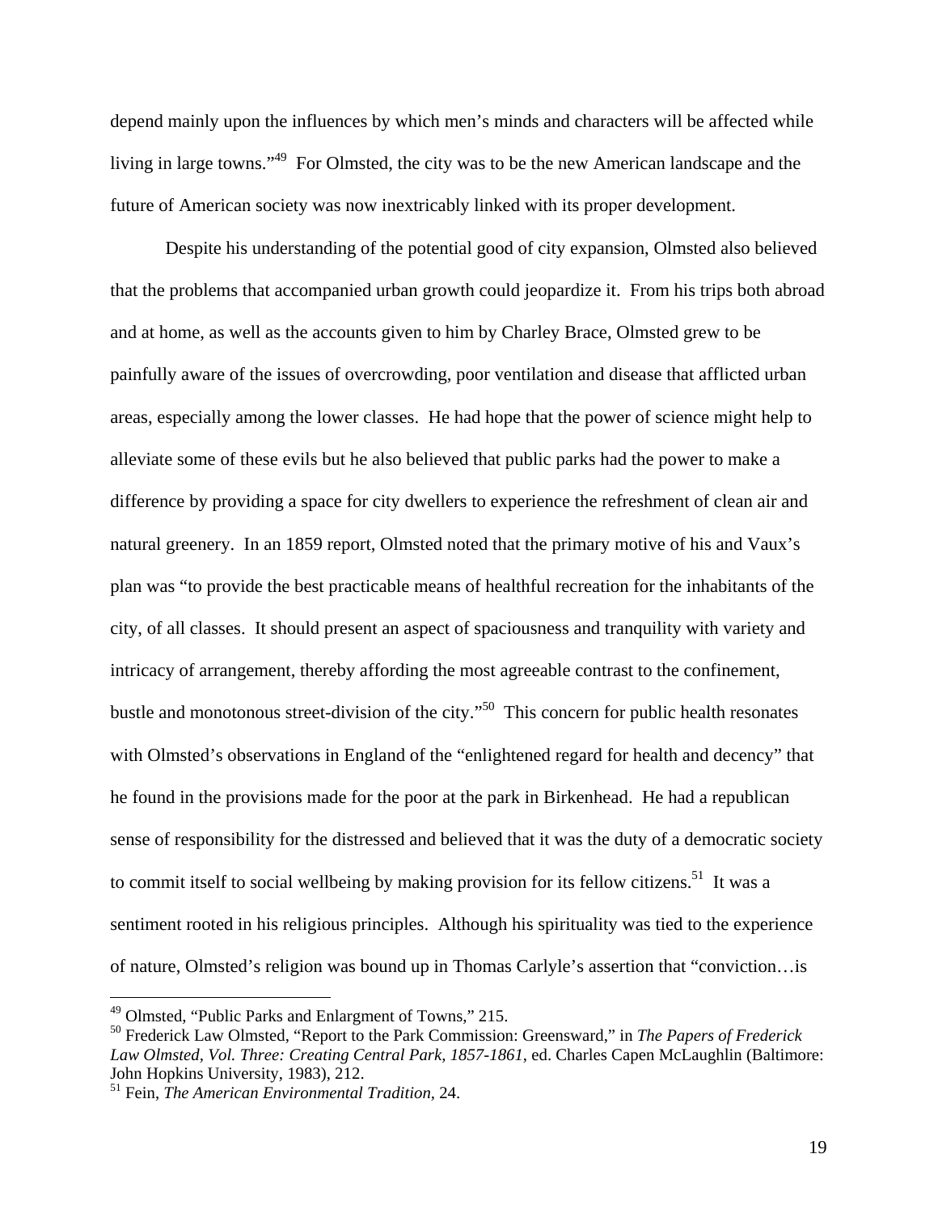depend mainly upon the influences by which men's minds and characters will be affected while living in large towns."[49] For Olmsted, the city was to be the new American landscape and the future of American society was now inextricably linked with its proper development.

Despite his understanding of the potential good of city expansion, Olmsted also believed that the problems that accompanied urban growth could jeopardize it. From his trips both abroad and at home, as well as the accounts given to him by Charley Brace, Olmsted grew to be painfully aware of the issues of overcrowding, poor ventilation and disease that afflicted urban areas, especially among the lower classes. He had hope that the power of science might help to alleviate some of these evils but he also believed that public parks had the power to make a difference by providing a space for city dwellers to experience the refreshment of clean air and natural greenery. In an 1859 report, Olmsted noted that the primary motive of his and Vaux's plan was "to provide the best practicable means of healthful recreation for the inhabitants of the city, of all classes. It should present an aspect of spaciousness and tranquility with variety and intricacy of arrangement, thereby affording the most agreeable contrast to the confinement, bustle and monotonous street-division of the city."[50] This concern for public health resonates with Olmsted's observations in England of the "enlightened regard for health and decency" that he found in the provisions made for the poor at the park in Birkenhead. He had a republican sense of responsibility for the distressed and believed that it was the duty of a democratic society to commit itself to social wellbeing by making provision for its fellow citizens.[51] It was a sentiment rooted in his religious principles. Although his spirituality was tied to the experience of nature, Olmsted's religion was bound up in Thomas Carlyle's assertion that "conviction…is

---

[49] Olmsted, "Public Parks and Enlargment of Towns," 215.

[50] Frederick Law Olmsted, "Report to the Park Commission: Greensward," in *The Papers of Frederick Law Olmsted, Vol. Three: Creating Central Park, 1857-1861*, ed. Charles Capen McLaughlin (Baltimore: John Hopkins University, 1983), 212.

[51] Fein, *The American Environmental Tradition*, 24.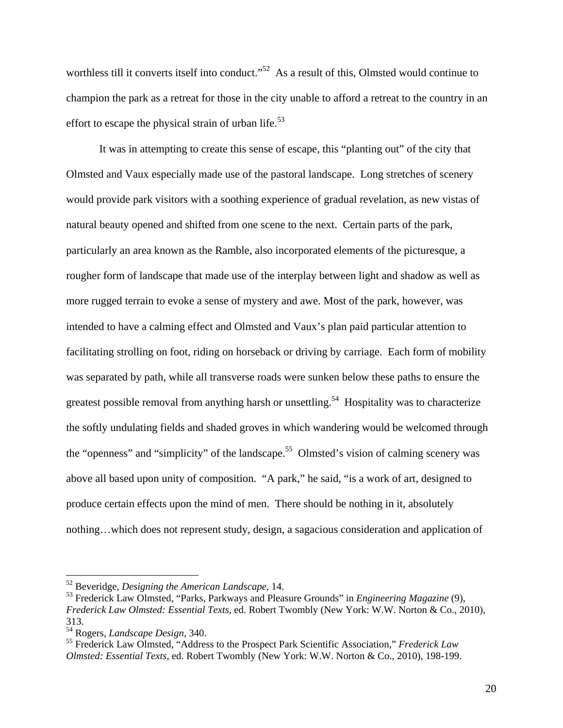worthless till it converts itself into conduct."[52] As a result of this, Olmsted would continue to champion the park as a retreat for those in the city unable to afford a retreat to the country in an effort to escape the physical strain of urban life.[53]

It was in attempting to create this sense of escape, this "planting out" of the city that Olmsted and Vaux especially made use of the pastoral landscape. Long stretches of scenery would provide park visitors with a soothing experience of gradual revelation, as new vistas of natural beauty opened and shifted from one scene to the next. Certain parts of the park, particularly an area known as the Ramble, also incorporated elements of the picturesque, a rougher form of landscape that made use of the interplay between light and shadow as well as more rugged terrain to evoke a sense of mystery and awe. Most of the park, however, was intended to have a calming effect and Olmsted and Vaux's plan paid particular attention to facilitating strolling on foot, riding on horseback or driving by carriage. Each form of mobility was separated by path, while all transverse roads were sunken below these paths to ensure the greatest possible removal from anything harsh or unsettling.[54] Hospitality was to characterize the softly undulating fields and shaded groves in which wandering would be welcomed through the "openness" and "simplicity" of the landscape.[55] Olmsted's vision of calming scenery was above all based upon unity of composition. "A park," he said, "is a work of art, designed to produce certain effects upon the mind of men. There should be nothing in it, absolutely nothing…which does not represent study, design, a sagacious consideration and application of

---

[52] Beveridge, *Designing the American Landscape*, 14.

[53] Frederick Law Olmsted, "Parks, Parkways and Pleasure Grounds" in *Engineering Magazine* (9), *Frederick Law Olmsted: Essential Texts*, ed. Robert Twombly (New York: W.W. Norton & Co., 2010), 313.

[54] Rogers, *Landscape Design*, 340.

[55] Frederick Law Olmsted, "Address to the Prospect Park Scientific Association," *Frederick Law Olmsted: Essential Texts*, ed. Robert Twombly (New York: W.W. Norton & Co., 2010), 198-199.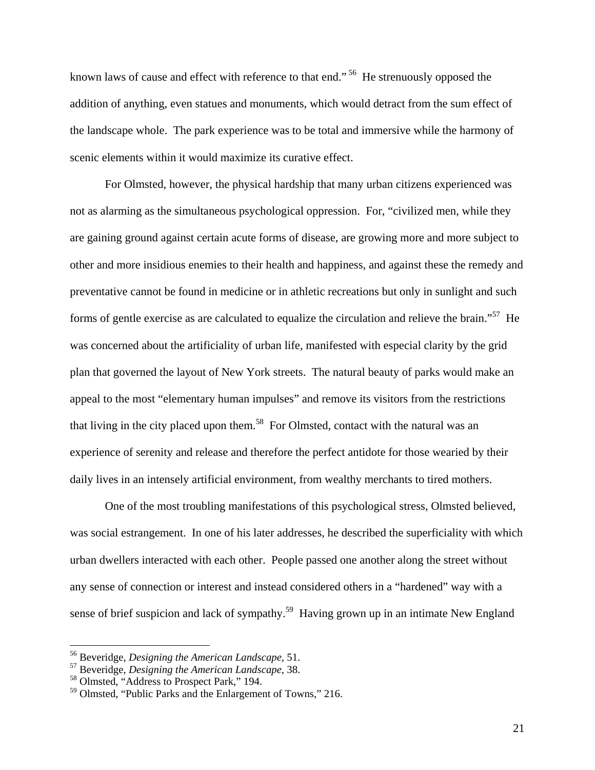known laws of cause and effect with reference to that end." [56] He strenuously opposed the addition of anything, even statues and monuments, which would detract from the sum effect of the landscape whole. The park experience was to be total and immersive while the harmony of scenic elements within it would maximize its curative effect.

For Olmsted, however, the physical hardship that many urban citizens experienced was not as alarming as the simultaneous psychological oppression. For, "civilized men, while they are gaining ground against certain acute forms of disease, are growing more and more subject to other and more insidious enemies to their health and happiness, and against these the remedy and preventative cannot be found in medicine or in athletic recreations but only in sunlight and such forms of gentle exercise as are calculated to equalize the circulation and relieve the brain."[57] He was concerned about the artificiality of urban life, manifested with especial clarity by the grid plan that governed the layout of New York streets. The natural beauty of parks would make an appeal to the most "elementary human impulses" and remove its visitors from the restrictions that living in the city placed upon them.[58] For Olmsted, contact with the natural was an experience of serenity and release and therefore the perfect antidote for those wearied by their daily lives in an intensely artificial environment, from wealthy merchants to tired mothers.

One of the most troubling manifestations of this psychological stress, Olmsted believed, was social estrangement. In one of his later addresses, he described the superficiality with which urban dwellers interacted with each other. People passed one another along the street without any sense of connection or interest and instead considered others in a "hardened" way with a sense of brief suspicion and lack of sympathy.[59] Having grown up in an intimate New England

---

[56] Beveridge, *Designing the American Landscape*, 51.
[57] Beveridge, *Designing the American Landscape*, 38.
[58] Olmsted, "Address to Prospect Park," 194.
[59] Olmsted, "Public Parks and the Enlargement of Towns," 216.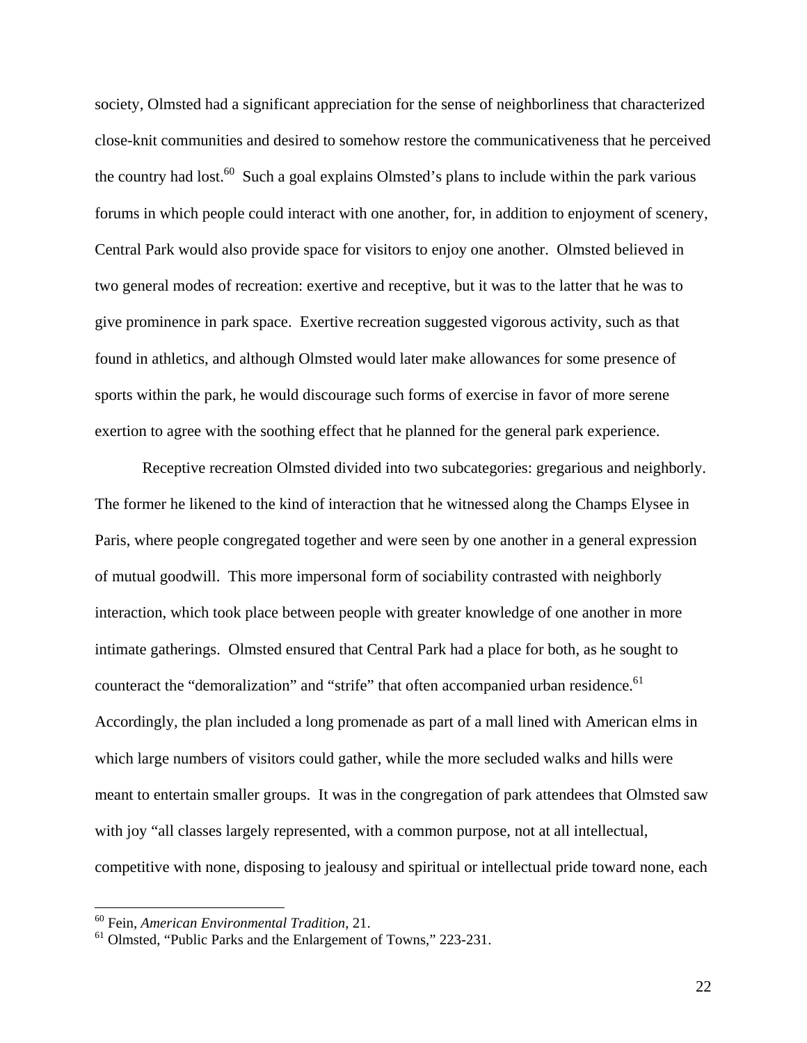society, Olmsted had a significant appreciation for the sense of neighborliness that characterized close-knit communities and desired to somehow restore the communicativeness that he perceived the country had lost.[60] Such a goal explains Olmsted's plans to include within the park various forums in which people could interact with one another, for, in addition to enjoyment of scenery, Central Park would also provide space for visitors to enjoy one another. Olmsted believed in two general modes of recreation: exertive and receptive, but it was to the latter that he was to give prominence in park space. Exertive recreation suggested vigorous activity, such as that found in athletics, and although Olmsted would later make allowances for some presence of sports within the park, he would discourage such forms of exercise in favor of more serene exertion to agree with the soothing effect that he planned for the general park experience.

Receptive recreation Olmsted divided into two subcategories: gregarious and neighborly. The former he likened to the kind of interaction that he witnessed along the Champs Elysee in Paris, where people congregated together and were seen by one another in a general expression of mutual goodwill. This more impersonal form of sociability contrasted with neighborly interaction, which took place between people with greater knowledge of one another in more intimate gatherings. Olmsted ensured that Central Park had a place for both, as he sought to counteract the "demoralization" and "strife" that often accompanied urban residence.[61] Accordingly, the plan included a long promenade as part of a mall lined with American elms in which large numbers of visitors could gather, while the more secluded walks and hills were meant to entertain smaller groups. It was in the congregation of park attendees that Olmsted saw with joy "all classes largely represented, with a common purpose, not at all intellectual, competitive with none, disposing to jealousy and spiritual or intellectual pride toward none, each

---

[60] Fein, *American Environmental Tradition*, 21.

[61] Olmsted, "Public Parks and the Enlargement of Towns," 223-231.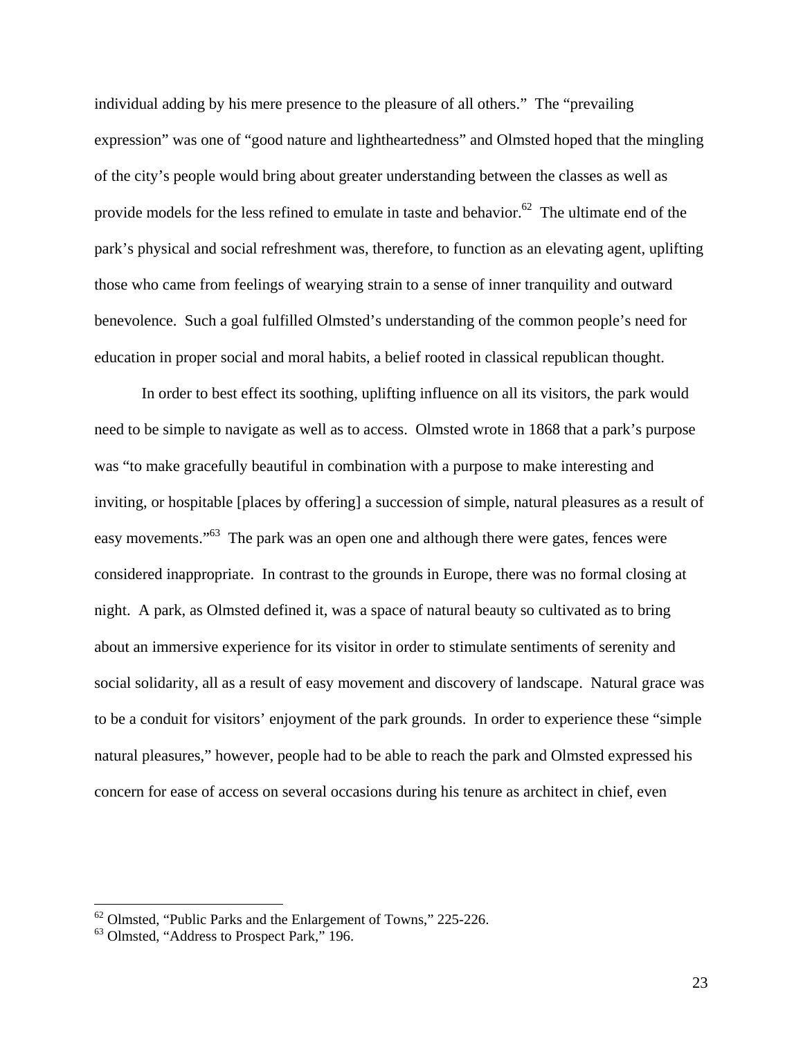individual adding by his mere presence to the pleasure of all others." The "prevailing expression" was one of "good nature and lightheartedness" and Olmsted hoped that the mingling of the city's people would bring about greater understanding between the classes as well as provide models for the less refined to emulate in taste and behavior.[62] The ultimate end of the park's physical and social refreshment was, therefore, to function as an elevating agent, uplifting those who came from feelings of wearying strain to a sense of inner tranquility and outward benevolence. Such a goal fulfilled Olmsted's understanding of the common people's need for education in proper social and moral habits, a belief rooted in classical republican thought.

In order to best effect its soothing, uplifting influence on all its visitors, the park would need to be simple to navigate as well as to access. Olmsted wrote in 1868 that a park's purpose was "to make gracefully beautiful in combination with a purpose to make interesting and inviting, or hospitable [places by offering] a succession of simple, natural pleasures as a result of easy movements."[63] The park was an open one and although there were gates, fences were considered inappropriate. In contrast to the grounds in Europe, there was no formal closing at night. A park, as Olmsted defined it, was a space of natural beauty so cultivated as to bring about an immersive experience for its visitor in order to stimulate sentiments of serenity and social solidarity, all as a result of easy movement and discovery of landscape. Natural grace was to be a conduit for visitors' enjoyment of the park grounds. In order to experience these "simple natural pleasures," however, people had to be able to reach the park and Olmsted expressed his concern for ease of access on several occasions during his tenure as architect in chief, even

---

[62] Olmsted, "Public Parks and the Enlargement of Towns," 225-226.

[63] Olmsted, "Address to Prospect Park," 196.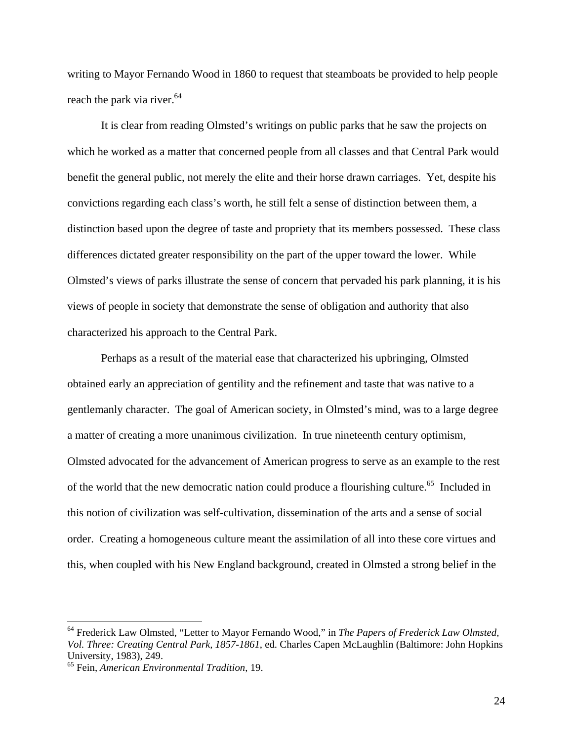writing to Mayor Fernando Wood in 1860 to request that steamboats be provided to help people reach the park via river.[64]

It is clear from reading Olmsted's writings on public parks that he saw the projects on which he worked as a matter that concerned people from all classes and that Central Park would benefit the general public, not merely the elite and their horse drawn carriages. Yet, despite his convictions regarding each class's worth, he still felt a sense of distinction between them, a distinction based upon the degree of taste and propriety that its members possessed. These class differences dictated greater responsibility on the part of the upper toward the lower. While Olmsted's views of parks illustrate the sense of concern that pervaded his park planning, it is his views of people in society that demonstrate the sense of obligation and authority that also characterized his approach to the Central Park.

Perhaps as a result of the material ease that characterized his upbringing, Olmsted obtained early an appreciation of gentility and the refinement and taste that was native to a gentlemanly character. The goal of American society, in Olmsted's mind, was to a large degree a matter of creating a more unanimous civilization. In true nineteenth century optimism, Olmsted advocated for the advancement of American progress to serve as an example to the rest of the world that the new democratic nation could produce a flourishing culture.[65] Included in this notion of civilization was self-cultivation, dissemination of the arts and a sense of social order. Creating a homogeneous culture meant the assimilation of all into these core virtues and this, when coupled with his New England background, created in Olmsted a strong belief in the

---

[64] Frederick Law Olmsted, "Letter to Mayor Fernando Wood," in *The Papers of Frederick Law Olmsted, Vol. Three: Creating Central Park, 1857-1861*, ed. Charles Capen McLaughlin (Baltimore: John Hopkins University, 1983), 249.

[65] Fein, *American Environmental Tradition*, 19.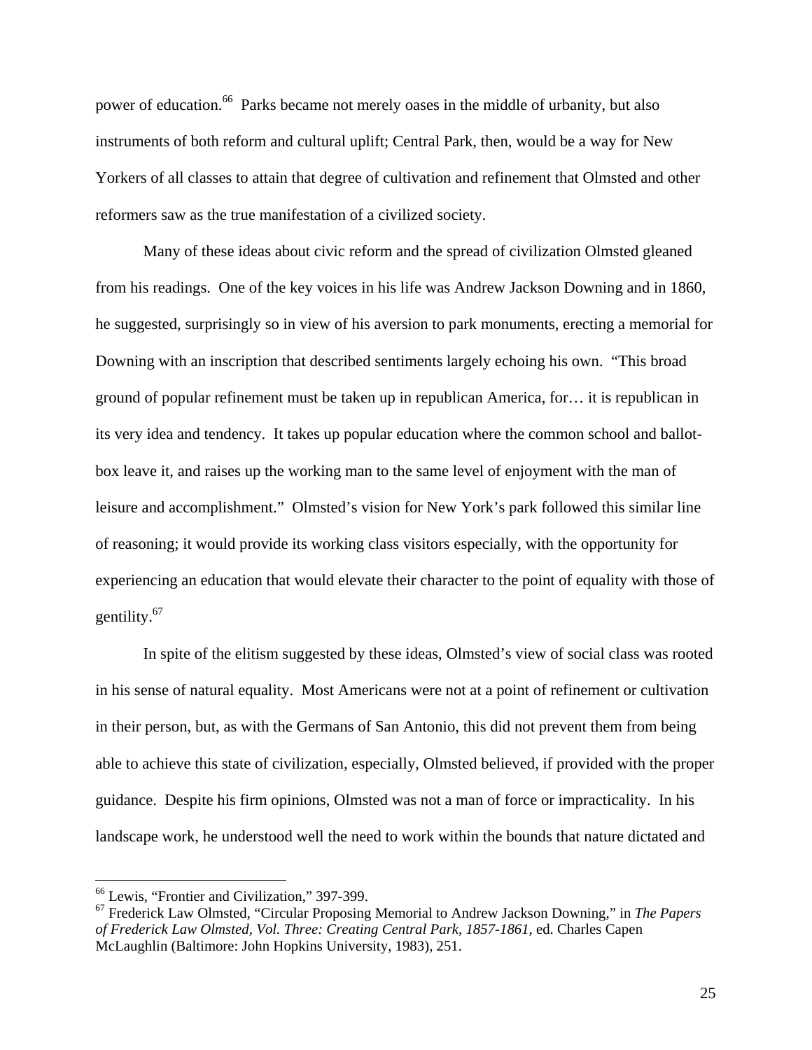power of education.[66] Parks became not merely oases in the middle of urbanity, but also instruments of both reform and cultural uplift; Central Park, then, would be a way for New Yorkers of all classes to attain that degree of cultivation and refinement that Olmsted and other reformers saw as the true manifestation of a civilized society.

Many of these ideas about civic reform and the spread of civilization Olmsted gleaned from his readings. One of the key voices in his life was Andrew Jackson Downing and in 1860, he suggested, surprisingly so in view of his aversion to park monuments, erecting a memorial for Downing with an inscription that described sentiments largely echoing his own. "This broad ground of popular refinement must be taken up in republican America, for… it is republican in its very idea and tendency. It takes up popular education where the common school and ballot-box leave it, and raises up the working man to the same level of enjoyment with the man of leisure and accomplishment." Olmsted's vision for New York's park followed this similar line of reasoning; it would provide its working class visitors especially, with the opportunity for experiencing an education that would elevate their character to the point of equality with those of gentility.[67]

In spite of the elitism suggested by these ideas, Olmsted's view of social class was rooted in his sense of natural equality. Most Americans were not at a point of refinement or cultivation in their person, but, as with the Germans of San Antonio, this did not prevent them from being able to achieve this state of civilization, especially, Olmsted believed, if provided with the proper guidance. Despite his firm opinions, Olmsted was not a man of force or impracticality. In his landscape work, he understood well the need to work within the bounds that nature dictated and

---

[66] Lewis, "Frontier and Civilization," 397-399.

[67] Frederick Law Olmsted, "Circular Proposing Memorial to Andrew Jackson Downing," in *The Papers of Frederick Law Olmsted, Vol. Three: Creating Central Park, 1857-1861*, ed. Charles Capen McLaughlin (Baltimore: John Hopkins University, 1983), 251.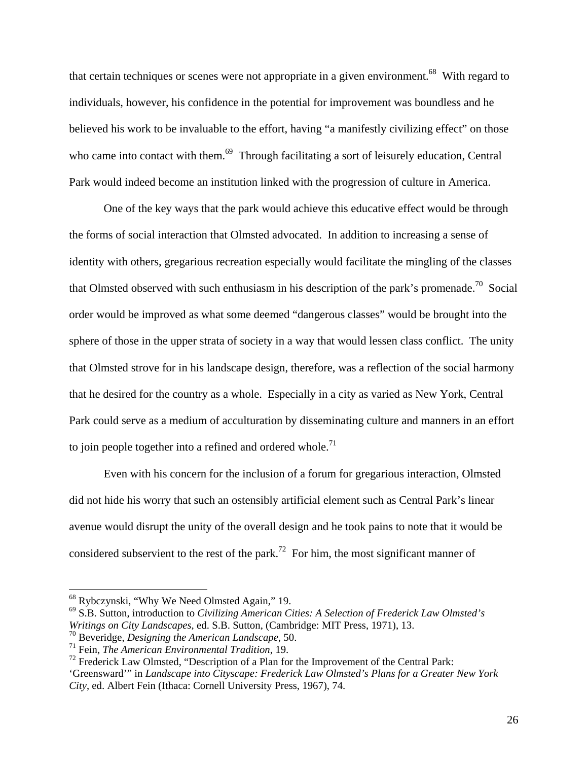that certain techniques or scenes were not appropriate in a given environment.[68] With regard to individuals, however, his confidence in the potential for improvement was boundless and he believed his work to be invaluable to the effort, having "a manifestly civilizing effect" on those who came into contact with them.[69] Through facilitating a sort of leisurely education, Central Park would indeed become an institution linked with the progression of culture in America.

One of the key ways that the park would achieve this educative effect would be through the forms of social interaction that Olmsted advocated. In addition to increasing a sense of identity with others, gregarious recreation especially would facilitate the mingling of the classes that Olmsted observed with such enthusiasm in his description of the park's promenade.[70] Social order would be improved as what some deemed "dangerous classes" would be brought into the sphere of those in the upper strata of society in a way that would lessen class conflict. The unity that Olmsted strove for in his landscape design, therefore, was a reflection of the social harmony that he desired for the country as a whole. Especially in a city as varied as New York, Central Park could serve as a medium of acculturation by disseminating culture and manners in an effort to join people together into a refined and ordered whole.[71]

Even with his concern for the inclusion of a forum for gregarious interaction, Olmsted did not hide his worry that such an ostensibly artificial element such as Central Park's linear avenue would disrupt the unity of the overall design and he took pains to note that it would be considered subservient to the rest of the park.[72] For him, the most significant manner of

---

[68] Rybczynski, "Why We Need Olmsted Again," 19.

[69] S.B. Sutton, introduction to *Civilizing American Cities: A Selection of Frederick Law Olmsted's Writings on City Landscapes*, ed. S.B. Sutton, (Cambridge: MIT Press, 1971), 13.

[70] Beveridge, *Designing the American Landscape*, 50.

[71] Fein, *The American Environmental Tradition*, 19.

[72] Frederick Law Olmsted, "Description of a Plan for the Improvement of the Central Park: 'Greensward'" in *Landscape into Cityscape: Frederick Law Olmsted's Plans for a Greater New York City*, ed. Albert Fein (Ithaca: Cornell University Press, 1967), 74.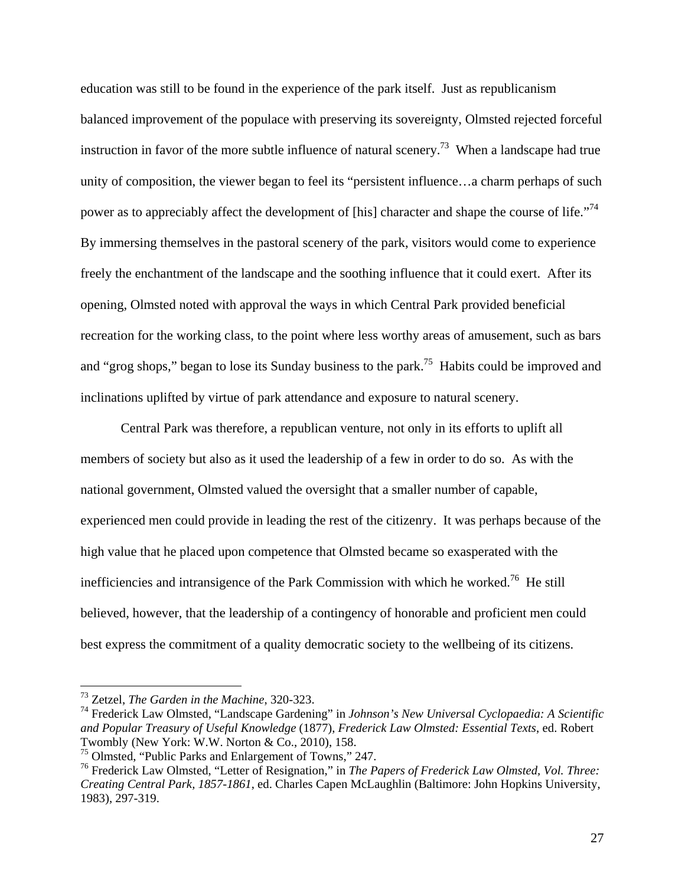education was still to be found in the experience of the park itself. Just as republicanism balanced improvement of the populace with preserving its sovereignty, Olmsted rejected forceful instruction in favor of the more subtle influence of natural scenery.[73] When a landscape had true unity of composition, the viewer began to feel its "persistent influence…a charm perhaps of such power as to appreciably affect the development of [his] character and shape the course of life."[74] By immersing themselves in the pastoral scenery of the park, visitors would come to experience freely the enchantment of the landscape and the soothing influence that it could exert. After its opening, Olmsted noted with approval the ways in which Central Park provided beneficial recreation for the working class, to the point where less worthy areas of amusement, such as bars and "grog shops," began to lose its Sunday business to the park.[75] Habits could be improved and inclinations uplifted by virtue of park attendance and exposure to natural scenery.

Central Park was therefore, a republican venture, not only in its efforts to uplift all members of society but also as it used the leadership of a few in order to do so. As with the national government, Olmsted valued the oversight that a smaller number of capable, experienced men could provide in leading the rest of the citizenry. It was perhaps because of the high value that he placed upon competence that Olmsted became so exasperated with the inefficiencies and intransigence of the Park Commission with which he worked.[76] He still believed, however, that the leadership of a contingency of honorable and proficient men could best express the commitment of a quality democratic society to the wellbeing of its citizens.

---

[73] Zetzel, *The Garden in the Machine*, 320-323.

[74] Frederick Law Olmsted, "Landscape Gardening" in *Johnson's New Universal Cyclopaedia: A Scientific and Popular Treasury of Useful Knowledge* (1877), *Frederick Law Olmsted: Essential Texts*, ed. Robert Twombly (New York: W.W. Norton & Co., 2010), 158.

[75] Olmsted, "Public Parks and Enlargement of Towns," 247.

[76] Frederick Law Olmsted, "Letter of Resignation," in *The Papers of Frederick Law Olmsted, Vol. Three: Creating Central Park, 1857-1861*, ed. Charles Capen McLaughlin (Baltimore: John Hopkins University, 1983), 297-319.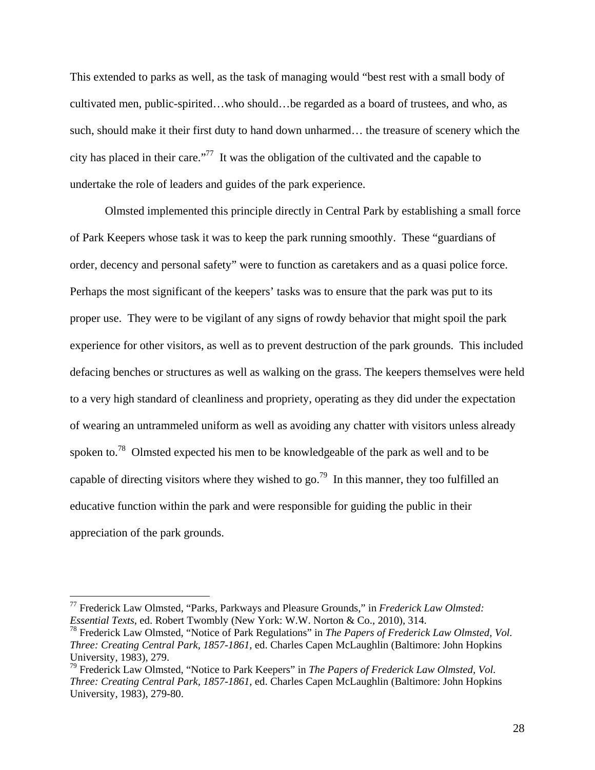This extended to parks as well, as the task of managing would "best rest with a small body of cultivated men, public-spirited…who should…be regarded as a board of trustees, and who, as such, should make it their first duty to hand down unharmed… the treasure of scenery which the city has placed in their care."[77] It was the obligation of the cultivated and the capable to undertake the role of leaders and guides of the park experience.

Olmsted implemented this principle directly in Central Park by establishing a small force of Park Keepers whose task it was to keep the park running smoothly. These "guardians of order, decency and personal safety" were to function as caretakers and as a quasi police force. Perhaps the most significant of the keepers' tasks was to ensure that the park was put to its proper use. They were to be vigilant of any signs of rowdy behavior that might spoil the park experience for other visitors, as well as to prevent destruction of the park grounds. This included defacing benches or structures as well as walking on the grass. The keepers themselves were held to a very high standard of cleanliness and propriety, operating as they did under the expectation of wearing an untrammeled uniform as well as avoiding any chatter with visitors unless already spoken to.[78] Olmsted expected his men to be knowledgeable of the park as well and to be capable of directing visitors where they wished to go.[79] In this manner, they too fulfilled an educative function within the park and were responsible for guiding the public in their appreciation of the park grounds.

---

[77] Frederick Law Olmsted, "Parks, Parkways and Pleasure Grounds," in *Frederick Law Olmsted: Essential Texts*, ed. Robert Twombly (New York: W.W. Norton & Co., 2010), 314.

[78] Frederick Law Olmsted, "Notice of Park Regulations" in *The Papers of Frederick Law Olmsted, Vol. Three: Creating Central Park, 1857-1861*, ed. Charles Capen McLaughlin (Baltimore: John Hopkins University, 1983), 279.

[79] Frederick Law Olmsted, "Notice to Park Keepers" in *The Papers of Frederick Law Olmsted, Vol. Three: Creating Central Park, 1857-1861*, ed. Charles Capen McLaughlin (Baltimore: John Hopkins University, 1983), 279-80.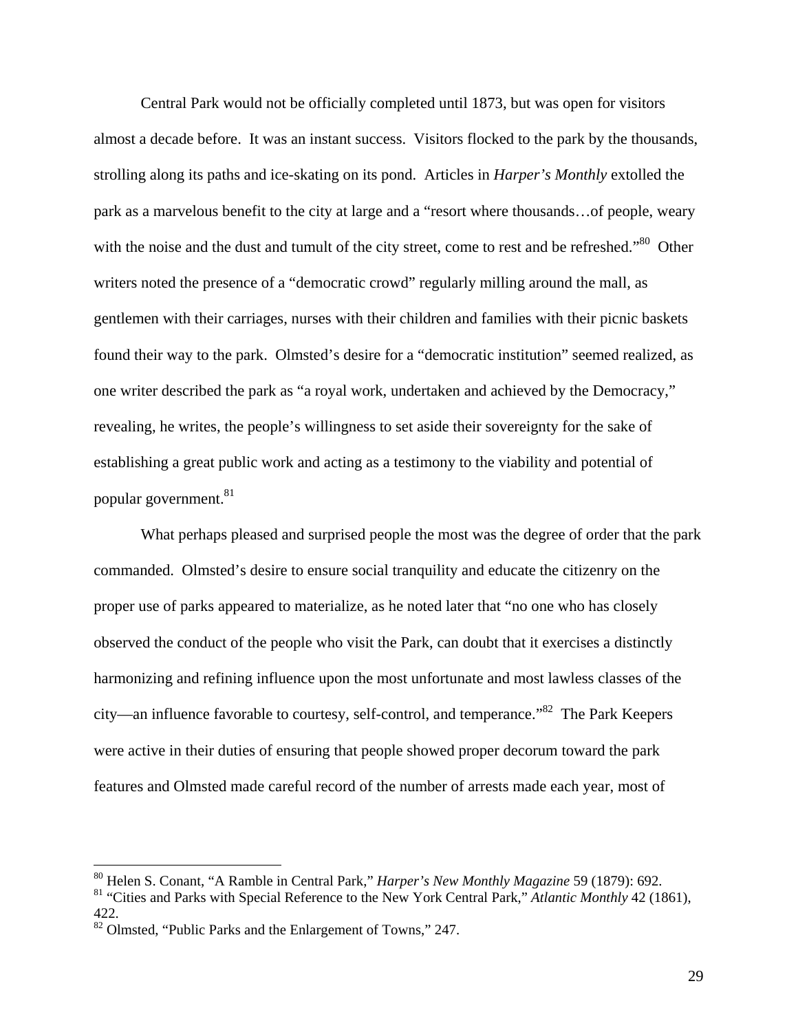Central Park would not be officially completed until 1873, but was open for visitors almost a decade before. It was an instant success. Visitors flocked to the park by the thousands, strolling along its paths and ice-skating on its pond. Articles in *Harper's Monthly* extolled the park as a marvelous benefit to the city at large and a "resort where thousands…of people, weary with the noise and the dust and tumult of the city street, come to rest and be refreshed."[80] Other writers noted the presence of a "democratic crowd" regularly milling around the mall, as gentlemen with their carriages, nurses with their children and families with their picnic baskets found their way to the park. Olmsted's desire for a "democratic institution" seemed realized, as one writer described the park as "a royal work, undertaken and achieved by the Democracy," revealing, he writes, the people's willingness to set aside their sovereignty for the sake of establishing a great public work and acting as a testimony to the viability and potential of popular government.[81]

What perhaps pleased and surprised people the most was the degree of order that the park commanded. Olmsted's desire to ensure social tranquility and educate the citizenry on the proper use of parks appeared to materialize, as he noted later that "no one who has closely observed the conduct of the people who visit the Park, can doubt that it exercises a distinctly harmonizing and refining influence upon the most unfortunate and most lawless classes of the city—an influence favorable to courtesy, self-control, and temperance."[82] The Park Keepers were active in their duties of ensuring that people showed proper decorum toward the park features and Olmsted made careful record of the number of arrests made each year, most of

---

[80] Helen S. Conant, "A Ramble in Central Park," *Harper's New Monthly Magazine* 59 (1879): 692.

[81] "Cities and Parks with Special Reference to the New York Central Park," *Atlantic Monthly* 42 (1861), 422.

[82] Olmsted, "Public Parks and the Enlargement of Towns," 247.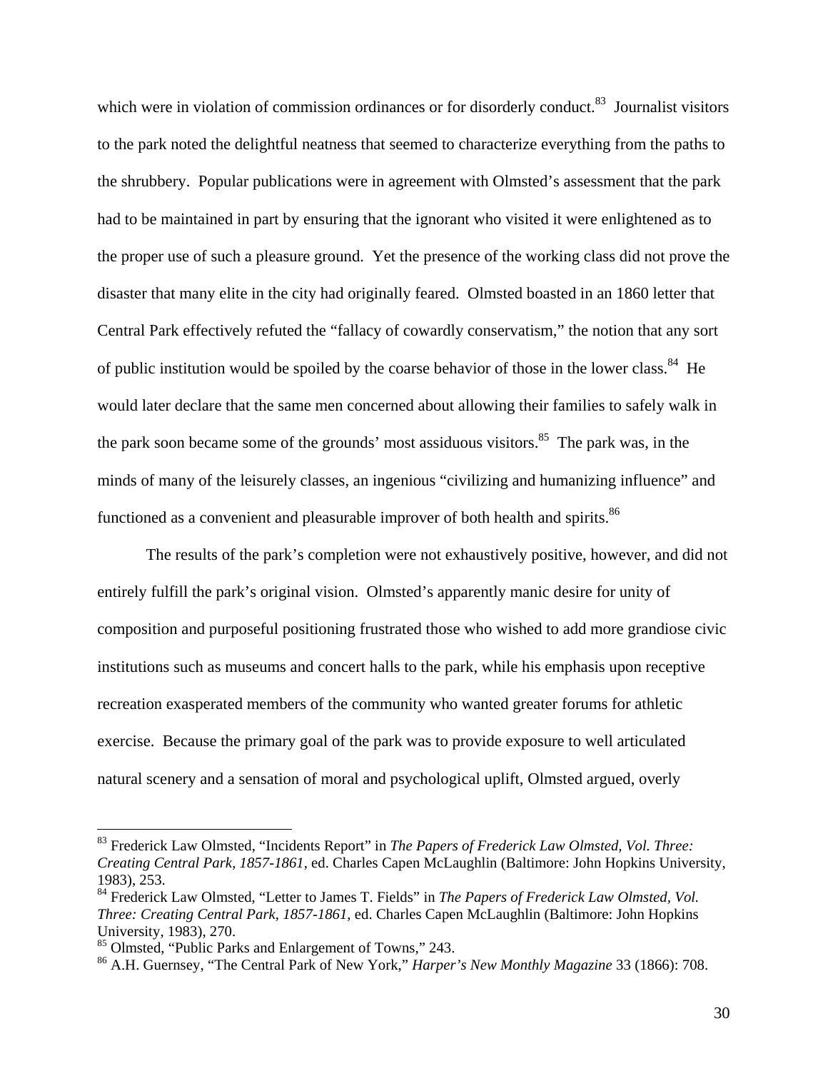which were in violation of commission ordinances or for disorderly conduct.[83] Journalist visitors to the park noted the delightful neatness that seemed to characterize everything from the paths to the shrubbery. Popular publications were in agreement with Olmsted's assessment that the park had to be maintained in part by ensuring that the ignorant who visited it were enlightened as to the proper use of such a pleasure ground. Yet the presence of the working class did not prove the disaster that many elite in the city had originally feared. Olmsted boasted in an 1860 letter that Central Park effectively refuted the "fallacy of cowardly conservatism," the notion that any sort of public institution would be spoiled by the coarse behavior of those in the lower class.[84] He would later declare that the same men concerned about allowing their families to safely walk in the park soon became some of the grounds' most assiduous visitors.[85] The park was, in the minds of many of the leisurely classes, an ingenious "civilizing and humanizing influence" and functioned as a convenient and pleasurable improver of both health and spirits.[86]

The results of the park's completion were not exhaustively positive, however, and did not entirely fulfill the park's original vision. Olmsted's apparently manic desire for unity of composition and purposeful positioning frustrated those who wished to add more grandiose civic institutions such as museums and concert halls to the park, while his emphasis upon receptive recreation exasperated members of the community who wanted greater forums for athletic exercise. Because the primary goal of the park was to provide exposure to well articulated natural scenery and a sensation of moral and psychological uplift, Olmsted argued, overly

---

[83] Frederick Law Olmsted, "Incidents Report" in *The Papers of Frederick Law Olmsted, Vol. Three: Creating Central Park, 1857-1861*, ed. Charles Capen McLaughlin (Baltimore: John Hopkins University, 1983), 253.

[84] Frederick Law Olmsted, "Letter to James T. Fields" in *The Papers of Frederick Law Olmsted, Vol. Three: Creating Central Park, 1857-1861*, ed. Charles Capen McLaughlin (Baltimore: John Hopkins University, 1983), 270.

[85] Olmsted, "Public Parks and Enlargement of Towns," 243.

[86] A.H. Guernsey, "The Central Park of New York," *Harper's New Monthly Magazine* 33 (1866): 708.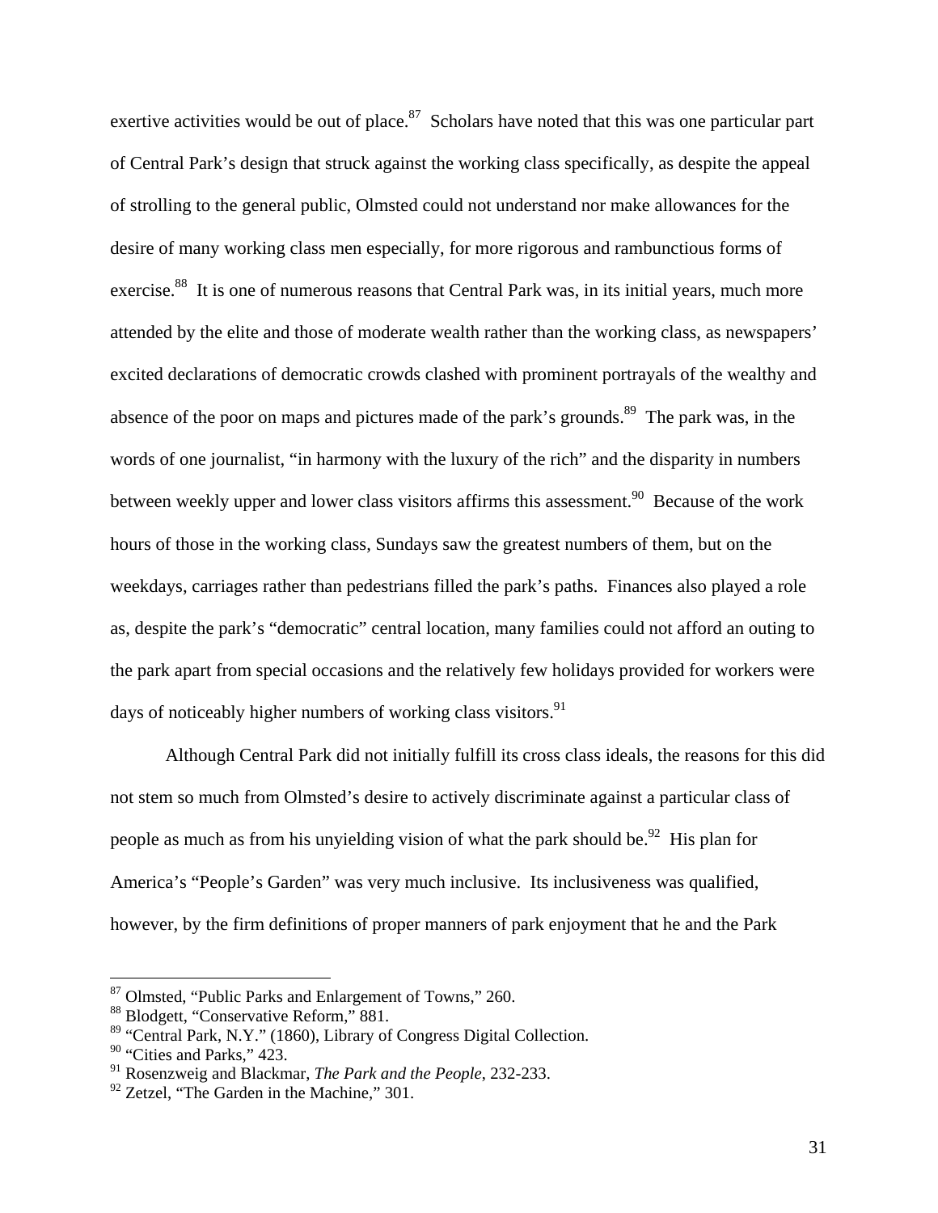exertive activities would be out of place.[87] Scholars have noted that this was one particular part of Central Park's design that struck against the working class specifically, as despite the appeal of strolling to the general public, Olmsted could not understand nor make allowances for the desire of many working class men especially, for more rigorous and rambunctious forms of exercise.[88] It is one of numerous reasons that Central Park was, in its initial years, much more attended by the elite and those of moderate wealth rather than the working class, as newspapers' excited declarations of democratic crowds clashed with prominent portrayals of the wealthy and absence of the poor on maps and pictures made of the park's grounds.[89] The park was, in the words of one journalist, "in harmony with the luxury of the rich" and the disparity in numbers between weekly upper and lower class visitors affirms this assessment.[90] Because of the work hours of those in the working class, Sundays saw the greatest numbers of them, but on the weekdays, carriages rather than pedestrians filled the park's paths. Finances also played a role as, despite the park's "democratic" central location, many families could not afford an outing to the park apart from special occasions and the relatively few holidays provided for workers were days of noticeably higher numbers of working class visitors.[91]

Although Central Park did not initially fulfill its cross class ideals, the reasons for this did not stem so much from Olmsted's desire to actively discriminate against a particular class of people as much as from his unyielding vision of what the park should be.[92] His plan for America's "People's Garden" was very much inclusive. Its inclusiveness was qualified, however, by the firm definitions of proper manners of park enjoyment that he and the Park

---

[87] Olmsted, "Public Parks and Enlargement of Towns," 260.
[88] Blodgett, "Conservative Reform," 881.
[89] "Central Park, N.Y." (1860), Library of Congress Digital Collection.
[90] "Cities and Parks," 423.
[91] Rosenzweig and Blackmar, *The Park and the People*, 232-233.
[92] Zetzel, "The Garden in the Machine," 301.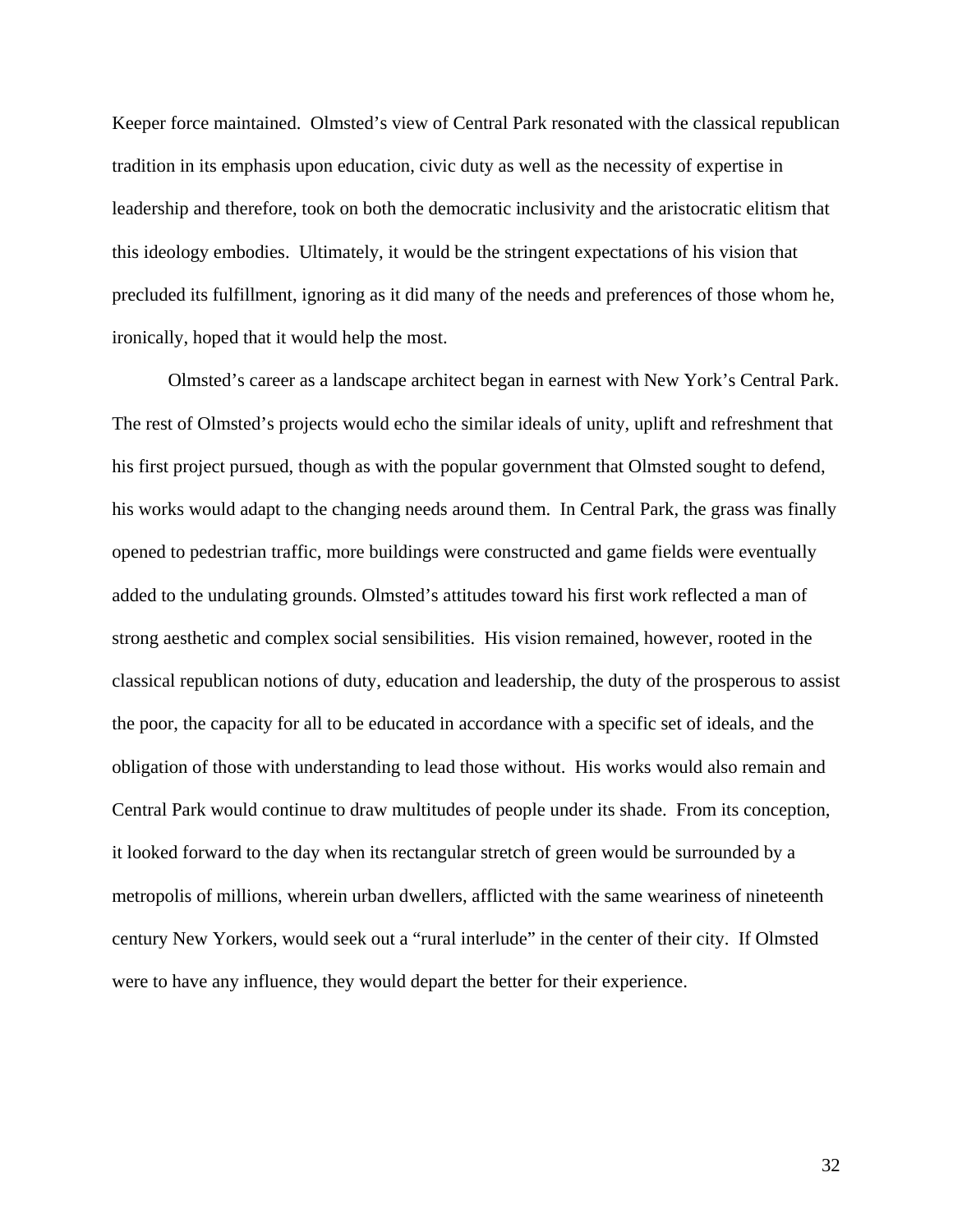Keeper force maintained. Olmsted's view of Central Park resonated with the classical republican tradition in its emphasis upon education, civic duty as well as the necessity of expertise in leadership and therefore, took on both the democratic inclusivity and the aristocratic elitism that this ideology embodies. Ultimately, it would be the stringent expectations of his vision that precluded its fulfillment, ignoring as it did many of the needs and preferences of those whom he, ironically, hoped that it would help the most.

Olmsted's career as a landscape architect began in earnest with New York's Central Park. The rest of Olmsted's projects would echo the similar ideals of unity, uplift and refreshment that his first project pursued, though as with the popular government that Olmsted sought to defend, his works would adapt to the changing needs around them. In Central Park, the grass was finally opened to pedestrian traffic, more buildings were constructed and game fields were eventually added to the undulating grounds. Olmsted's attitudes toward his first work reflected a man of strong aesthetic and complex social sensibilities. His vision remained, however, rooted in the classical republican notions of duty, education and leadership, the duty of the prosperous to assist the poor, the capacity for all to be educated in accordance with a specific set of ideals, and the obligation of those with understanding to lead those without. His works would also remain and Central Park would continue to draw multitudes of people under its shade. From its conception, it looked forward to the day when its rectangular stretch of green would be surrounded by a metropolis of millions, wherein urban dwellers, afflicted with the same weariness of nineteenth century New Yorkers, would seek out a "rural interlude" in the center of their city. If Olmsted were to have any influence, they would depart the better for their experience.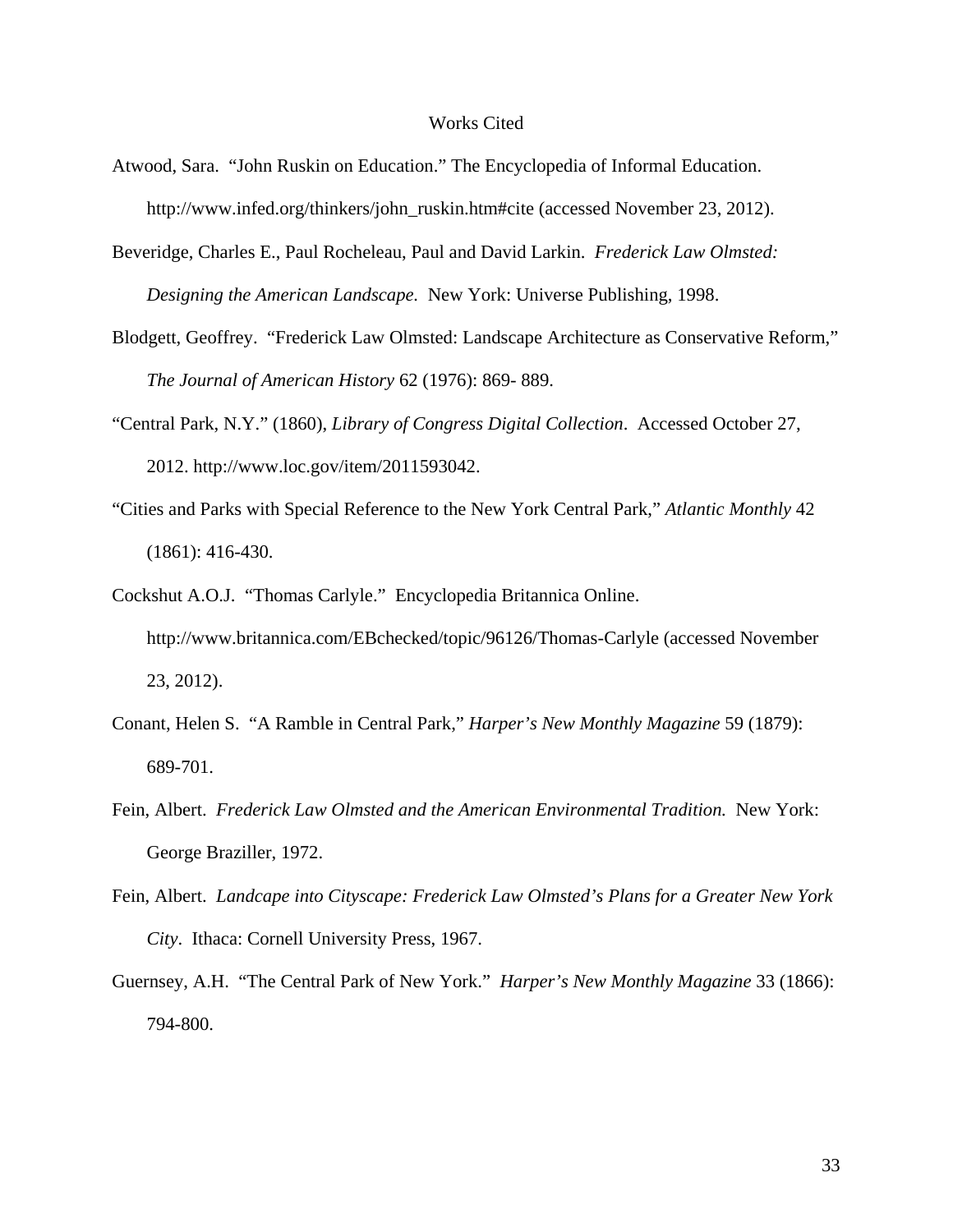# Works Cited

Atwood, Sara. "John Ruskin on Education." The Encyclopedia of Informal Education. http://www.infed.org/thinkers/john_ruskin.htm#cite (accessed November 23, 2012).

Beveridge, Charles E., Paul Rocheleau, Paul and David Larkin. *Frederick Law Olmsted: Designing the American Landscape.* New York: Universe Publishing, 1998.

Blodgett, Geoffrey. "Frederick Law Olmsted: Landscape Architecture as Conservative Reform," *The Journal of American History* 62 (1976): 869- 889.

"Central Park, N.Y." (1860), *Library of Congress Digital Collection*. Accessed October 27, 2012. http://www.loc.gov/item/2011593042.

"Cities and Parks with Special Reference to the New York Central Park," *Atlantic Monthly* 42 (1861): 416-430.

Cockshut A.O.J. "Thomas Carlyle." Encyclopedia Britannica Online. http://www.britannica.com/EBchecked/topic/96126/Thomas-Carlyle (accessed November 23, 2012).

Conant, Helen S. "A Ramble in Central Park," *Harper's New Monthly Magazine* 59 (1879): 689-701.

Fein, Albert. *Frederick Law Olmsted and the American Environmental Tradition.* New York: George Braziller, 1972.

Fein, Albert. *Landcape into Cityscape: Frederick Law Olmsted's Plans for a Greater New York City*. Ithaca: Cornell University Press, 1967.

Guernsey, A.H. "The Central Park of New York." *Harper's New Monthly Magazine* 33 (1866): 794-800.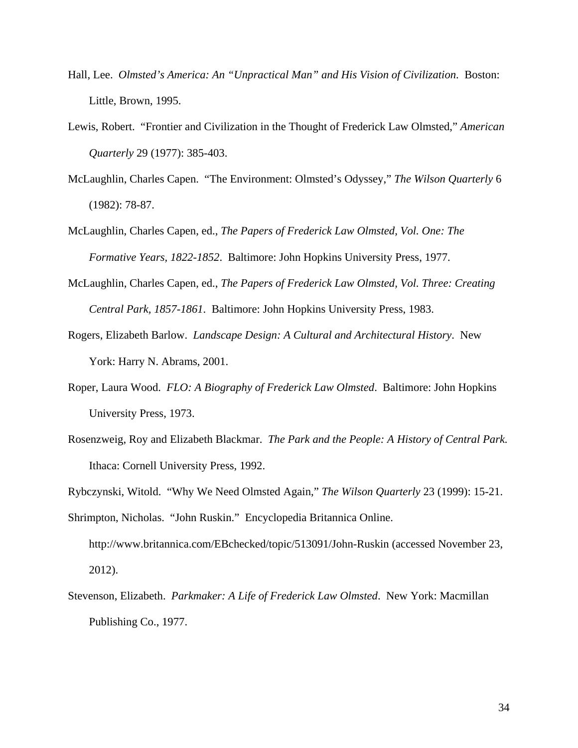Hall, Lee. *Olmsted's America: An "Unpractical Man" and His Vision of Civilization*. Boston: Little, Brown, 1995.

Lewis, Robert. "Frontier and Civilization in the Thought of Frederick Law Olmsted," *American Quarterly* 29 (1977): 385-403.

McLaughlin, Charles Capen. "The Environment: Olmsted's Odyssey," *The Wilson Quarterly* 6 (1982): 78-87.

McLaughlin, Charles Capen, ed., *The Papers of Frederick Law Olmsted, Vol. One: The Formative Years, 1822-1852*. Baltimore: John Hopkins University Press, 1977.

McLaughlin, Charles Capen, ed., *The Papers of Frederick Law Olmsted, Vol. Three: Creating Central Park, 1857-1861*. Baltimore: John Hopkins University Press, 1983.

Rogers, Elizabeth Barlow. *Landscape Design: A Cultural and Architectural History*. New York: Harry N. Abrams, 2001.

Roper, Laura Wood. *FLO: A Biography of Frederick Law Olmsted*. Baltimore: John Hopkins University Press, 1973.

Rosenzweig, Roy and Elizabeth Blackmar. *The Park and the People: A History of Central Park.* Ithaca: Cornell University Press, 1992.

Rybczynski, Witold. "Why We Need Olmsted Again," *The Wilson Quarterly* 23 (1999): 15-21.

Shrimpton, Nicholas. "John Ruskin." Encyclopedia Britannica Online. http://www.britannica.com/EBchecked/topic/513091/John-Ruskin (accessed November 23, 2012).

Stevenson, Elizabeth. *Parkmaker: A Life of Frederick Law Olmsted*. New York: Macmillan Publishing Co., 1977.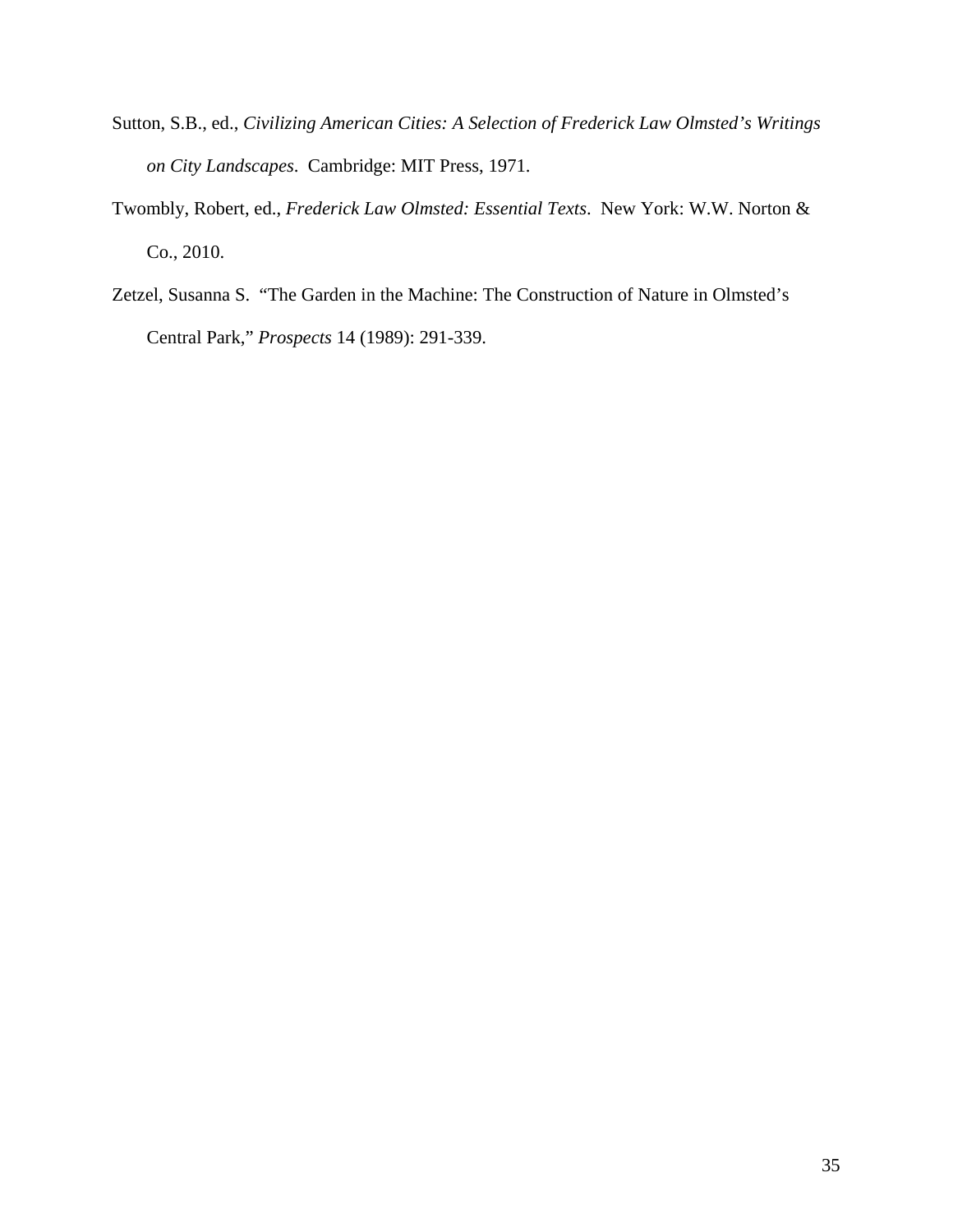Sutton, S.B., ed., *Civilizing American Cities: A Selection of Frederick Law Olmsted's Writings on City Landscapes*. Cambridge: MIT Press, 1971.

Twombly, Robert, ed., *Frederick Law Olmsted: Essential Texts*. New York: W.W. Norton & Co., 2010.

Zetzel, Susanna S. "The Garden in the Machine: The Construction of Nature in Olmsted's Central Park," *Prospects* 14 (1989): 291-339.